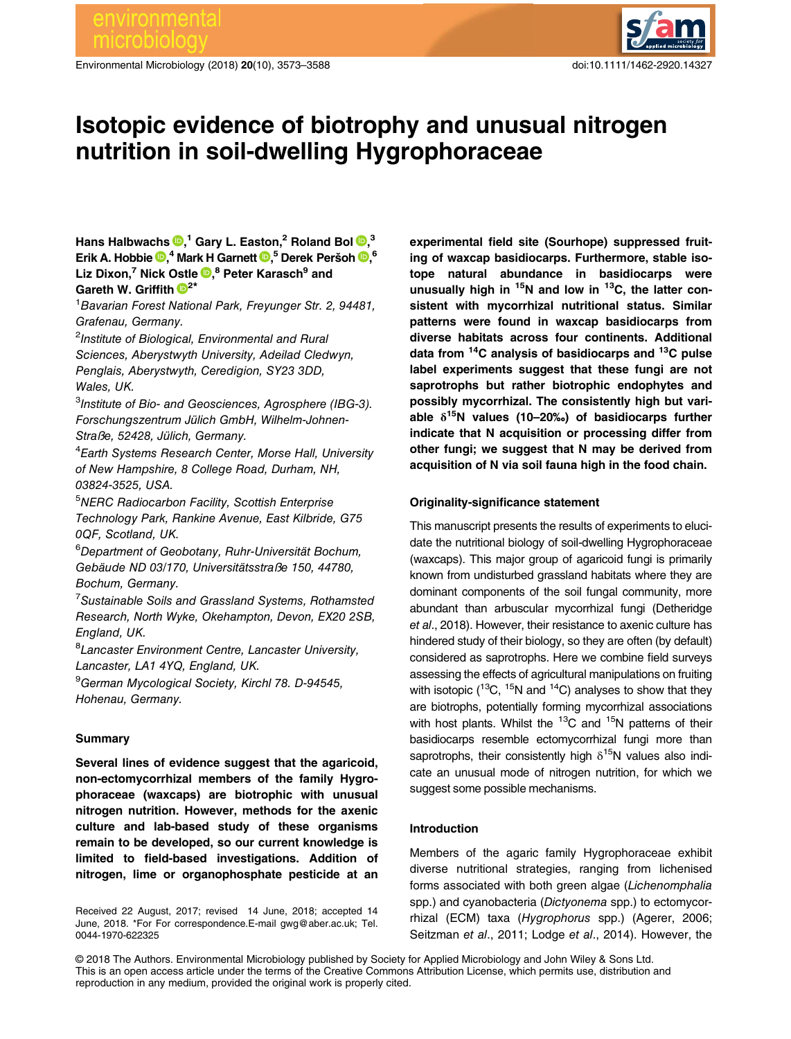# Isotopic evidence of biotrophy and unusual nitrogen nutrition in soil-dwelling Hygrophoraceae

**Hans Halbwachs**,[1] **Gary L. Easton**,[2] **Roland Bol**,[3] **Erik A. Hobbie**,[4] **Mark H Garnett**,[5] **Derek Peršoh**,[6] **Liz Dixon**,[7] **Nick Ostle**,[8] **Peter Karasch**[9] and **Gareth W. Griffith**[2*]

[1]*Bavarian Forest National Park, Freyunger Str. 2, 94481, Grafenau, Germany.*

[2]*Institute of Biological, Environmental and Rural Sciences, Aberystwyth University, Adeilad Cledwyn, Penglais, Aberystwyth, Ceredigion, SY23 3DD, Wales, UK.*

[3]*Institute of Bio- and Geosciences, Agrosphere (IBG-3). Forschungszentrum Jülich GmbH, Wilhelm-Johnen-Straße, 52428, Jülich, Germany.*

[4]*Earth Systems Research Center, Morse Hall, University of New Hampshire, 8 College Road, Durham, NH, 03824-3525, USA.*

[5]*NERC Radiocarbon Facility, Scottish Enterprise Technology Park, Rankine Avenue, East Kilbride, G75 0QF, Scotland, UK.*

[6]*Department of Geobotany, Ruhr-Universität Bochum, Gebäude ND 03/170, Universitätsstraße 150, 44780, Bochum, Germany.*

[7]*Sustainable Soils and Grassland Systems, Rothamsted Research, North Wyke, Okehampton, Devon, EX20 2SB, England, UK.*

[8]*Lancaster Environment Centre, Lancaster University, Lancaster, LA1 4YQ, England, UK.*

[9]*German Mycological Society, Kirchl 78. D-94545, Hohenau, Germany.*

## Summary

**Several lines of evidence suggest that the agaricoid, non-ectomycorrhizal members of the family Hygrophoraceae (waxcaps) are biotrophic with unusual nitrogen nutrition. However, methods for the axenic culture and lab-based study of these organisms remain to be developed, so our current knowledge is limited to field-based investigations. Addition of nitrogen, lime or organophosphate pesticide at an experimental field site (Sourhope) suppressed fruiting of waxcap basidiocarps. Furthermore, stable isotope natural abundance in basidiocarps were unusually high in $^{15}$N and low in $^{13}$C, the latter consistent with mycorrhizal nutritional status. Similar patterns were found in waxcap basidiocarps from diverse habitats across four continents. Additional data from $^{14}$C analysis of basidiocarps and $^{13}$C pulse label experiments suggest that these fungi are not saprotrophs but rather biotrophic endophytes and possibly mycorrhizal. The consistently high but variable $\delta^{15}$N values (10–20‰) of basidiocarps further indicate that N acquisition or processing differ from other fungi; we suggest that N may be derived from acquisition of N via soil fauna high in the food chain.**

## Originality-significance statement

This manuscript presents the results of experiments to elucidate the nutritional biology of soil-dwelling Hygrophoraceae (waxcaps). This major group of agaricoid fungi is primarily known from undisturbed grassland habitats where they are dominant components of the soil fungal community, more abundant than arbuscular mycorrhizal fungi (Detheridge *et al*., 2018). However, their resistance to axenic culture has hindered study of their biology, so they are often (by default) considered as saprotrophs. Here we combine field surveys assessing the effects of agricultural manipulations on fruiting with isotopic ($^{13}$C, $^{15}$N and $^{14}$C) analyses to show that they are biotrophs, potentially forming mycorrhizal associations with host plants. Whilst the $^{13}$C and $^{15}$N patterns of their basidiocarps resemble ectomycorrhizal fungi more than saprotrophs, their consistently high $\delta^{15}$N values also indicate an unusual mode of nitrogen nutrition, for which we suggest some possible mechanisms.

## Introduction

Members of the agaric family Hygrophoraceae exhibit diverse nutritional strategies, ranging from lichenised forms associated with both green algae (*Lichenomphalia* spp.) and cyanobacteria (*Dictyonema* spp.) to ectomycorrhizal (ECM) taxa (*Hygrophorus* spp.) (Agerer, 2006; Seitzman *et al*., 2011; Lodge *et al*., 2014). However, the

Received 22 August, 2017; revised 14 June, 2018; accepted 14 June, 2018. *For For correspondence.E-mail gwg@aber.ac.uk; Tel. 0044-1970-622325

© 2018 The Authors. Environmental Microbiology published by Society for Applied Microbiology and John Wiley & Sons Ltd. This is an open access article under the terms of the Creative Commons Attribution License, which permits use, distribution and reproduction in any medium, provided the original work is properly cited.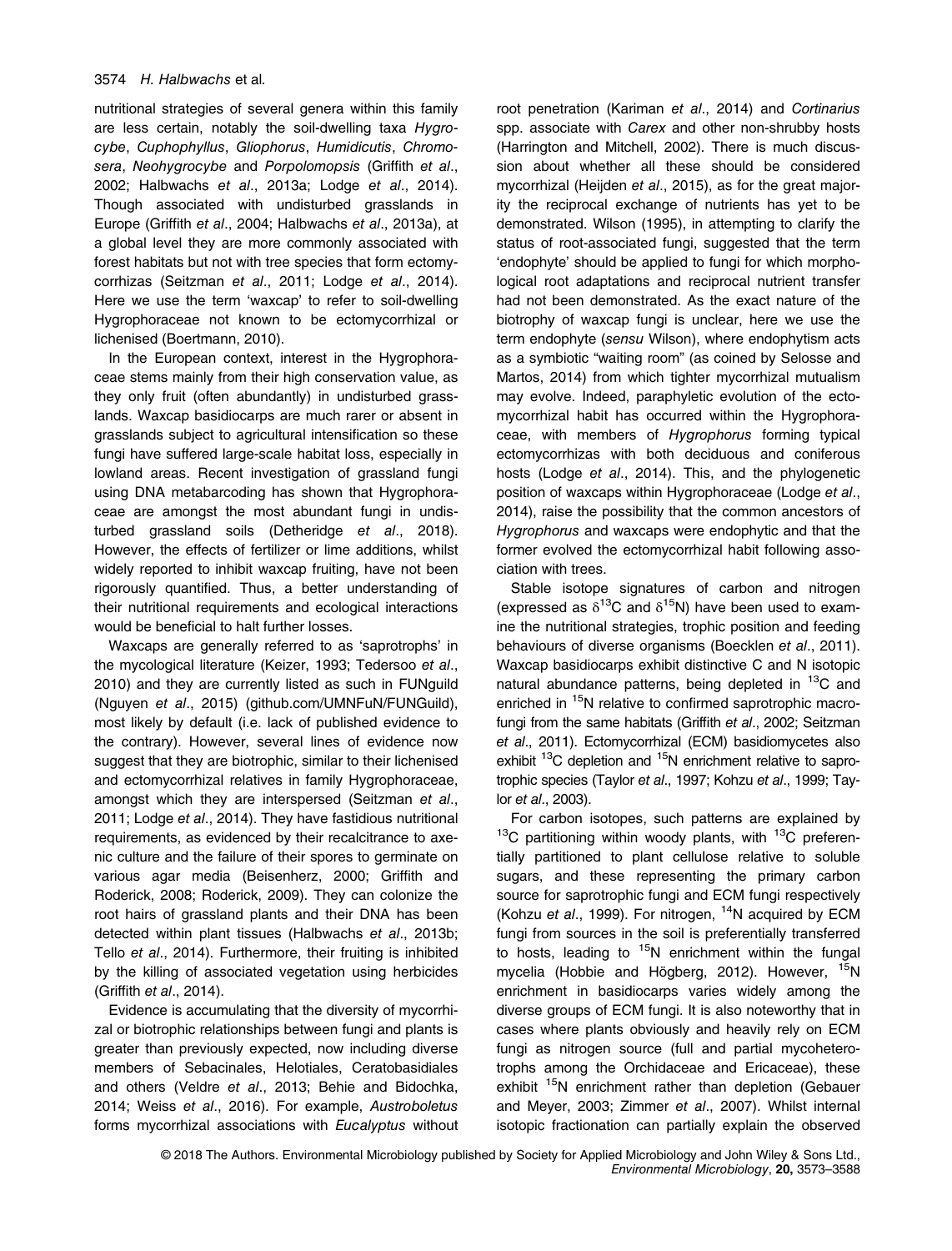nutritional strategies of several genera within this family are less certain, notably the soil-dwelling taxa *Hygrocybe*, *Cuphophyllus*, *Gliophorus*, *Humidicutis*, *Chromosera*, *Neohygrocybe* and *Porpolomopsis* (Griffith *et al*., 2002; Halbwachs *et al*., 2013a; Lodge *et al*., 2014). Though associated with undisturbed grasslands in Europe (Griffith *et al*., 2004; Halbwachs *et al*., 2013a), at a global level they are more commonly associated with forest habitats but not with tree species that form ectomycorrhizas (Seitzman *et al*., 2011; Lodge *et al*., 2014). Here we use the term 'waxcap' to refer to soil-dwelling Hygrophoraceae not known to be ectomycorrhizal or lichenised (Boertmann, 2010).

In the European context, interest in the Hygrophoraceae stems mainly from their high conservation value, as they only fruit (often abundantly) in undisturbed grasslands. Waxcap basidiocarps are much rarer or absent in grasslands subject to agricultural intensification so these fungi have suffered large-scale habitat loss, especially in lowland areas. Recent investigation of grassland fungi using DNA metabarcoding has shown that Hygrophoraceae are amongst the most abundant fungi in undisturbed grassland soils (Detheridge *et al*., 2018). However, the effects of fertilizer or lime additions, whilst widely reported to inhibit waxcap fruiting, have not been rigorously quantified. Thus, a better understanding of their nutritional requirements and ecological interactions would be beneficial to halt further losses.

Waxcaps are generally referred to as 'saprotrophs' in the mycological literature (Keizer, 1993; Tedersoo *et al*., 2010) and they are currently listed as such in FUNguild (Nguyen *et al*., 2015) (github.com/UMNFuN/FUNGuild), most likely by default (i.e. lack of published evidence to the contrary). However, several lines of evidence now suggest that they are biotrophic, similar to their lichenised and ectomycorrhizal relatives in family Hygrophoraceae, amongst which they are interspersed (Seitzman *et al*., 2011; Lodge *et al*., 2014). They have fastidious nutritional requirements, as evidenced by their recalcitrance to axenic culture and the failure of their spores to germinate on various agar media (Beisenherz, 2000; Griffith and Roderick, 2008; Roderick, 2009). They can colonize the root hairs of grassland plants and their DNA has been detected within plant tissues (Halbwachs *et al*., 2013b; Tello *et al*., 2014). Furthermore, their fruiting is inhibited by the killing of associated vegetation using herbicides (Griffith *et al*., 2014).

Evidence is accumulating that the diversity of mycorrhizal or biotrophic relationships between fungi and plants is greater than previously expected, now including diverse members of Sebacinales, Helotiales, Ceratobasidiales and others (Veldre *et al*., 2013; Behie and Bidochka, 2014; Weiss *et al*., 2016). For example, *Austroboletus* forms mycorrhizal associations with *Eucalyptus* without root penetration (Kariman *et al*., 2014) and *Cortinarius* spp. associate with *Carex* and other non-shrubby hosts (Harrington and Mitchell, 2002). There is much discussion about whether all these should be considered mycorrhizal (Heijden *et al*., 2015), as for the great majority the reciprocal exchange of nutrients has yet to be demonstrated. Wilson (1995), in attempting to clarify the status of root-associated fungi, suggested that the term 'endophyte' should be applied to fungi for which morphological root adaptations and reciprocal nutrient transfer had not been demonstrated. As the exact nature of the biotrophy of waxcap fungi is unclear, here we use the term endophyte (*sensu* Wilson), where endophytism acts as a symbiotic "waiting room" (as coined by Selosse and Martos, 2014) from which tighter mycorrhizal mutualism may evolve. Indeed, paraphyletic evolution of the ectomycorrhizal habit has occurred within the Hygrophoraceae, with members of *Hygrophorus* forming typical ectomycorrhizas with both deciduous and coniferous hosts (Lodge *et al*., 2014). This, and the phylogenetic position of waxcaps within Hygrophoraceae (Lodge *et al*., 2014), raise the possibility that the common ancestors of *Hygrophorus* and waxcaps were endophytic and that the former evolved the ectomycorrhizal habit following association with trees.

Stable isotope signatures of carbon and nitrogen (expressed as $\delta^{13}C$ and $\delta^{15}N$) have been used to examine the nutritional strategies, trophic position and feeding behaviours of diverse organisms (Boecklen *et al*., 2011). Waxcap basidiocarps exhibit distinctive C and N isotopic natural abundance patterns, being depleted in $^{13}C$ and enriched in $^{15}N$ relative to confirmed saprotrophic macrofungi from the same habitats (Griffith *et al*., 2002; Seitzman *et al*., 2011). Ectomycorrhizal (ECM) basidiomycetes also exhibit $^{13}C$ depletion and $^{15}N$ enrichment relative to saprotrophic species (Taylor *et al*., 1997; Kohzu *et al*., 1999; Taylor *et al*., 2003).

For carbon isotopes, such patterns are explained by $^{13}C$ partitioning within woody plants, with $^{13}C$ preferentially partitioned to plant cellulose relative to soluble sugars, and these representing the primary carbon source for saprotrophic fungi and ECM fungi respectively (Kohzu *et al*., 1999). For nitrogen, $^{14}N$ acquired by ECM fungi from sources in the soil is preferentially transferred to hosts, leading to $^{15}N$ enrichment within the fungal mycelia (Hobbie and Högberg, 2012). However, $^{15}N$ enrichment in basidiocarps varies widely among the diverse groups of ECM fungi. It is also noteworthy that in cases where plants obviously and heavily rely on ECM fungi as nitrogen source (full and partial mycoheterotrophs among the Orchidaceae and Ericaceae), these exhibit $^{15}N$ enrichment rather than depletion (Gebauer and Meyer, 2003; Zimmer *et al*., 2007). Whilst internal isotopic fractionation can partially explain the observed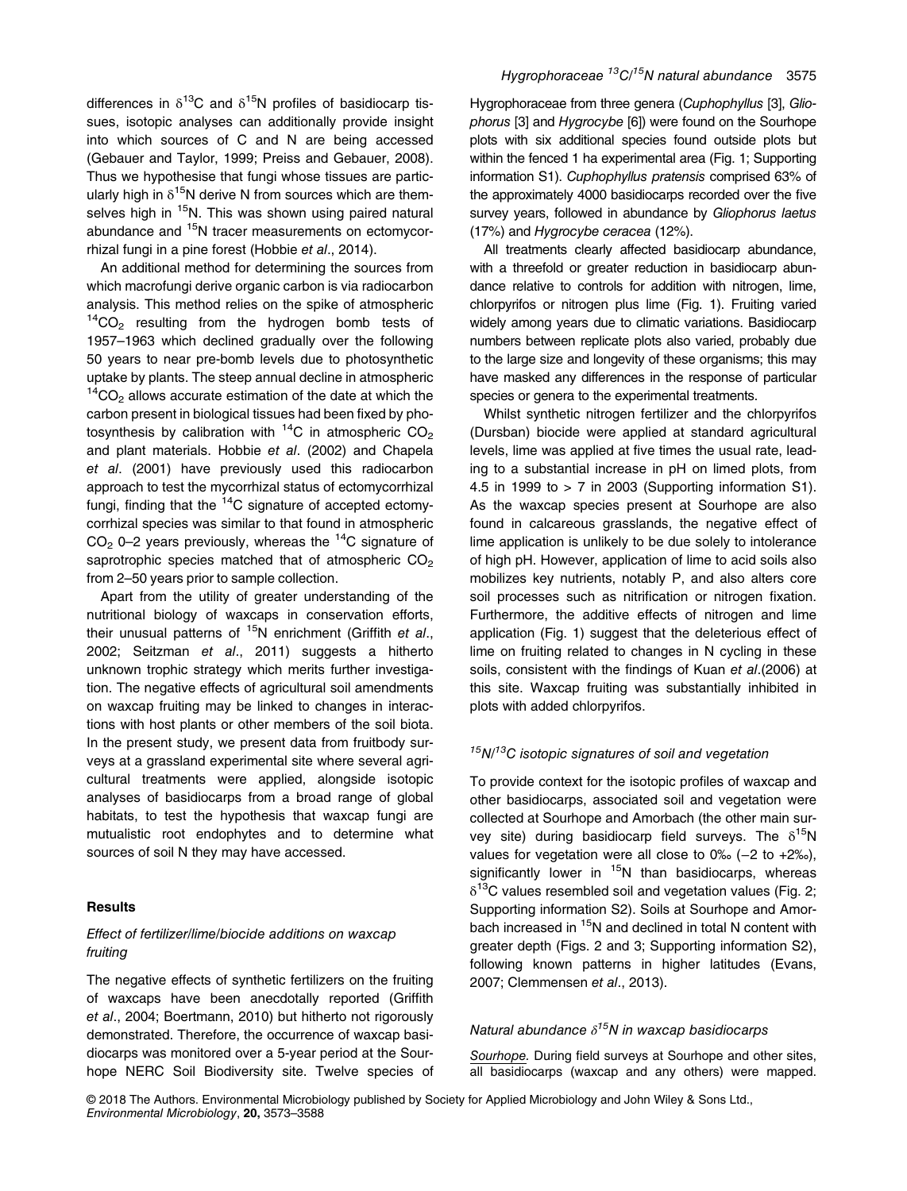differences in $\delta^{13}C$ and $\delta^{15}N$ profiles of basidiocarp tissues, isotopic analyses can additionally provide insight into which sources of C and N are being accessed (Gebauer and Taylor, 1999; Preiss and Gebauer, 2008). Thus we hypothesise that fungi whose tissues are particularly high in $\delta^{15}N$ derive N from sources which are themselves high in $^{15}N$. This was shown using paired natural abundance and $^{15}N$ tracer measurements on ectomycorrhizal fungi in a pine forest (Hobbie *et al*., 2014).

An additional method for determining the sources from which macrofungi derive organic carbon is via radiocarbon analysis. This method relies on the spike of atmospheric $^{14}CO_2$ resulting from the hydrogen bomb tests of 1957–1963 which declined gradually over the following 50 years to near pre-bomb levels due to photosynthetic uptake by plants. The steep annual decline in atmospheric $^{14}CO_2$ allows accurate estimation of the date at which the carbon present in biological tissues had been fixed by photosynthesis by calibration with $^{14}C$ in atmospheric $CO_2$ and plant materials. Hobbie *et al*. (2002) and Chapela *et al*. (2001) have previously used this radiocarbon approach to test the mycorrhizal status of ectomycorrhizal fungi, finding that the $^{14}C$ signature of accepted ectomycorrhizal species was similar to that found in atmospheric $CO_2$ 0–2 years previously, whereas the $^{14}C$ signature of saprotrophic species matched that of atmospheric $CO_2$ from 2–50 years prior to sample collection.

Apart from the utility of greater understanding of the nutritional biology of waxcaps in conservation efforts, their unusual patterns of $^{15}N$ enrichment (Griffith *et al*., 2002; Seitzman *et al*., 2011) suggests a hitherto unknown trophic strategy which merits further investigation. The negative effects of agricultural soil amendments on waxcap fruiting may be linked to changes in interactions with host plants or other members of the soil biota. In the present study, we present data from fruitbody surveys at a grassland experimental site where several agricultural treatments were applied, alongside isotopic analyses of basidiocarps from a broad range of global habitats, to test the hypothesis that waxcap fungi are mutualistic root endophytes and to determine what sources of soil N they may have accessed.

## Results

### *Effect of fertilizer/lime/biocide additions on waxcap fruiting*

The negative effects of synthetic fertilizers on the fruiting of waxcaps have been anecdotally reported (Griffith *et al*., 2004; Boertmann, 2010) but hitherto not rigorously demonstrated. Therefore, the occurrence of waxcap basidiocarps was monitored over a 5-year period at the Sourhope NERC Soil Biodiversity site. Twelve species of Hygrophoraceae from three genera (*Cuphophyllus* [3], *Gliophorus* [3] and *Hygrocybe* [6]) were found on the Sourhope plots with six additional species found outside plots but within the fenced 1 ha experimental area (Fig. 1; Supporting information S1). *Cuphophyllus pratensis* comprised 63% of the approximately 4000 basidiocarps recorded over the five survey years, followed in abundance by *Gliophorus laetus* (17%) and *Hygrocybe ceracea* (12%).

All treatments clearly affected basidiocarp abundance, with a threefold or greater reduction in basidiocarp abundance relative to controls for addition with nitrogen, lime, chlorpyrifos or nitrogen plus lime (Fig. 1). Fruiting varied widely among years due to climatic variations. Basidiocarp numbers between replicate plots also varied, probably due to the large size and longevity of these organisms; this may have masked any differences in the response of particular species or genera to the experimental treatments.

Whilst synthetic nitrogen fertilizer and the chlorpyrifos (Dursban) biocide were applied at standard agricultural levels, lime was applied at five times the usual rate, leading to a substantial increase in pH on limed plots, from 4.5 in 1999 to > 7 in 2003 (Supporting information S1). As the waxcap species present at Sourhope are also found in calcareous grasslands, the negative effect of lime application is unlikely to be due solely to intolerance of high pH. However, application of lime to acid soils also mobilizes key nutrients, notably P, and also alters core soil processes such as nitrification or nitrogen fixation. Furthermore, the additive effects of nitrogen and lime application (Fig. 1) suggest that the deleterious effect of lime on fruiting related to changes in N cycling in these soils, consistent with the findings of Kuan *et al*.(2006) at this site. Waxcap fruiting was substantially inhibited in plots with added chlorpyrifos.

### *$^{15}N$/$^{13}C$ isotopic signatures of soil and vegetation*

To provide context for the isotopic profiles of waxcap and other basidiocarps, associated soil and vegetation were collected at Sourhope and Amorbach (the other main survey site) during basidiocarp field surveys. The $\delta^{15}N$ values for vegetation were all close to 0‰ (−2 to +2‰), significantly lower in $^{15}N$ than basidiocarps, whereas $\delta^{13}C$ values resembled soil and vegetation values (Fig. 2; Supporting information S2). Soils at Sourhope and Amorbach increased in $^{15}N$ and declined in total N content with greater depth (Figs. 2 and 3; Supporting information S2), following known patterns in higher latitudes (Evans, 2007; Clemmensen *et al*., 2013).

### *Natural abundance $\delta^{15}N$ in waxcap basidiocarps*

Sourhope. During field surveys at Sourhope and other sites, all basidiocarps (waxcap and any others) were mapped.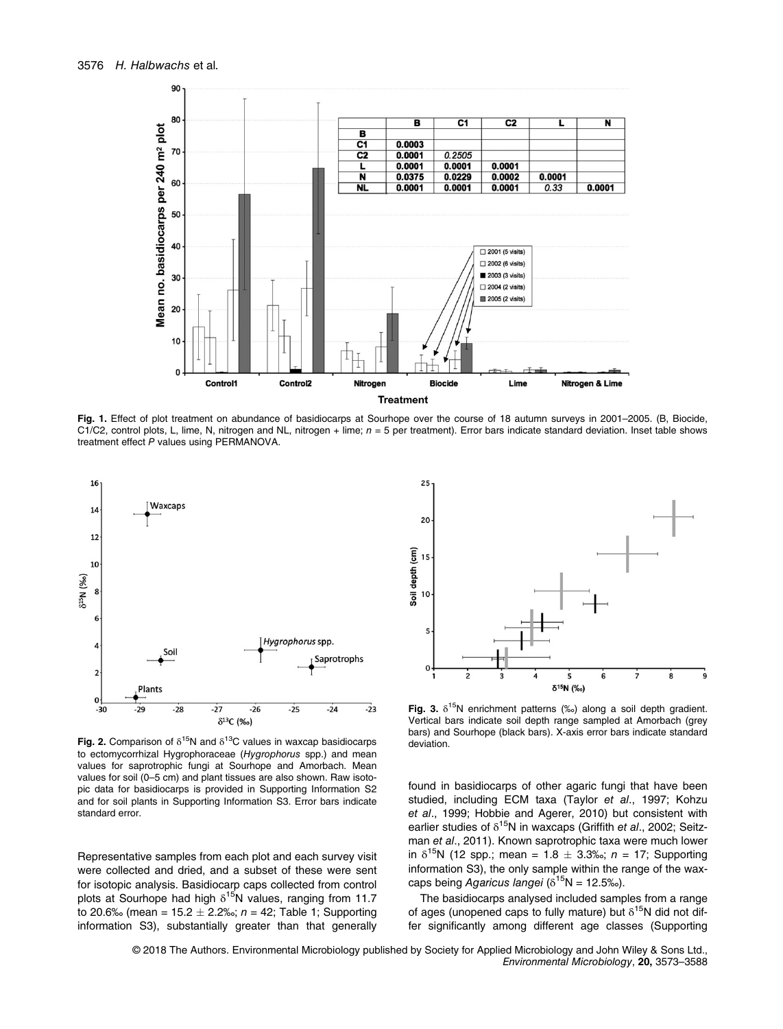**Fig. 1.** Effect of plot treatment on abundance of basidiocarps at Sourhope over the course of 18 autumn surveys in 2001–2005. (B, Biocide, C1/C2, control plots, L, lime, N, nitrogen and NL, nitrogen + lime; $n = 5$ per treatment). Error bars indicate standard deviation. Inset table shows treatment effect $P$ values using PERMANOVA.

|  | B | C1 | C2 | L | N |
|---|---|---|---|---|---|
| B |  |  |  |  |  |
| C1 | 0.0003 |  |  |  |  |
| C2 | 0.0001 | *0.2505* |  |  |  |
| L | 0.0001 | 0.0001 | 0.0001 |  |  |
| N | 0.0375 | 0.0229 | 0.0002 | 0.0001 |  |
| NL | 0.0001 | 0.0001 | 0.0001 | *0.33* | 0.0001 |

**Fig. 2.** Comparison of $\delta^{15}N$ and $\delta^{13}C$ values in waxcap basidiocarps to ectomycorrhizal Hygrophoraceae (*Hygrophorus* spp.) and mean values for saprotrophic fungi at Sourhope and Amorbach. Mean values for soil (0–5 cm) and plant tissues are also shown. Raw isotopic data for basidiocarps is provided in Supporting Information S2 and for soil plants in Supporting Information S3. Error bars indicate standard error.

**Fig. 3.** $\delta^{15}N$ enrichment patterns (‰) along a soil depth gradient. Vertical bars indicate soil depth range sampled at Amorbach (grey bars) and Sourhope (black bars). X-axis error bars indicate standard deviation.

Representative samples from each plot and each survey visit were collected and dried, and a subset of these were sent for isotopic analysis. Basidiocarp caps collected from control plots at Sourhope had high $\delta^{15}N$ values, ranging from 11.7 to 20.6‰ (mean = 15.2 ± 2.2‰; $n = 42$; Table 1; Supporting information S3), substantially greater than that generally found in basidiocarps of other agaric fungi that have been studied, including ECM taxa (Taylor *et al*., 1997; Kohzu *et al*., 1999; Hobbie and Agerer, 2010) but consistent with earlier studies of $\delta^{15}N$ in waxcaps (Griffith *et al*., 2002; Seitzman *et al*., 2011). Known saprotrophic taxa were much lower in $\delta^{15}N$ (12 spp.; mean = 1.8 ± 3.3‰; $n = 17$; Supporting information S3), the only sample within the range of the waxcaps being *Agaricus langei* ($\delta^{15}N$ = 12.5‰).

The basidiocarps analysed included samples from a range of ages (unopened caps to fully mature) but $\delta^{15}N$ did not differ significantly among different age classes (Supporting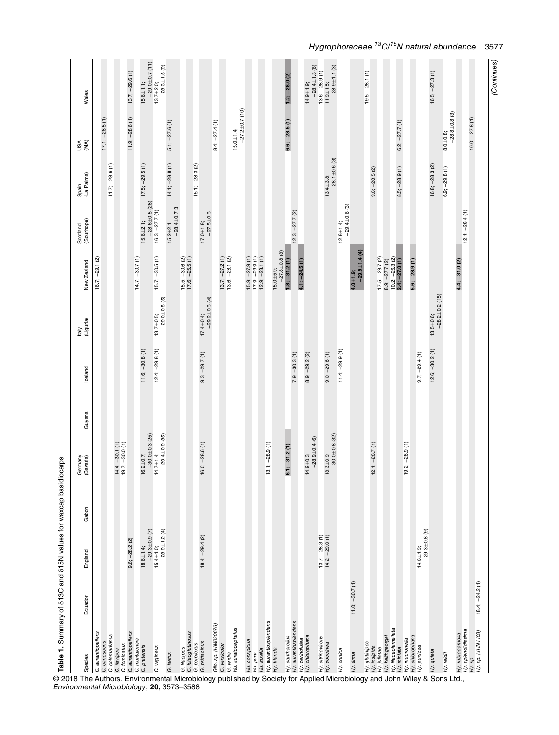**Table 1.** Summary of δ13C and δ15N values for waxcap basidiocarps

| Species | Ecuador | England | Gabon | Germany (Bavaria) | Guyana | Iceland | Italy (Liguria) | New Zealand | Scotland (Sourhope) | Spain (La Palma) | USA (MA) | Wales |
|---|---|---|---|---|---|---|---|---|---|---|---|---|
| *C. aurantiopallens* | | | | | | | | 16.7; −29.1 (2) | | | | |
| *C. canescens* | | | | | | | | | | | 17.1; −28.5 (1) | |
| *C. colemannianus* | | | | | | | | | | 11.7; −28.6 (1) | | |
| *C. flavipes* | | | | 14.4; −30.1 (1) | | | | | | | | |
| *C. fornicatus* | | | | 19.7; −30.0 (1) | | | | | | | | |
| *C. aurantiopallens* | | 9.6; −28.2 (2) | | | | | | | | | | |
| *C. muritaiensis* | | | | | | | | 14.7; −30.7 (1) | | | 11.9; −28.6 (1) | 13.7; −29.6 (1) |
| *C. pratensis* | | 18.6±1.4; −29.3±0.9 (7) | | 16.2±0.7; −30.0±0.3 (25) | | 11.6; −30.8 (1) | | | 15.6±2.1; −28.6±0.5 (28) | 17.5; −29.5 (1) | | 15.6±1.1; −29.0±0.7 (11) |
| *C. virgineus* | | 15.4±1.0; −28.9±1.2 (4) | | 14.7±1.4; −29.4±0.9 (85) | | 12.4; −29.8 (1) | 13.7±0.5; −29.0±0.5 (5) | 15.7; −30.5 (1) | 16.3; −27.7 (1) | | | 13.7±2.0; −28.3±1.5 (9) |
| *G. laetus* | | | | | | | | | 15.2±2.1 −28.4±0.7 3 | 14.1; −28.8 (1) | 5.1; −27.6 (1) | |
| *G. lilacipes* | | | | | | | | 15.5; −30.6 (2) | | | | |
| *G. luteoglutinosus* | | | | | | | | 17.6; −25.5 (1) | | | | |
| *G. perplexus* | | | | | | | | | | 15.1; −28.3 (2) | | |
| *G. psittacinus* | | 18.4; −29.4 (2) | | 16.0; −28.6 (1) | | 9.3; −29.7 (1) | 17.4±0.4; −29.2±0.3 (4) | | 17.0±1.8; −27.5±0.3 | | | |
| *Glio.* sp. (HM020676) | | | | | | | | | | | 8.4; −27.4 (1) | |
| *G. versicolor* | | | | | | | | 13.7; −27.2 (1) | | | | |
| *G. viridis* | | | | | | | | 13.6; −28.1 (2) | | | | |
| *Hu. auratocephalus* | | | | | | | | | | | 15.0±1.4; −27.2±0.7 (10) | |
| *Hu. conspicua* | | | | | | | | 15.9; −27.9 (1) | | | | |
| *Hu. pura* | | | | | | | | 17.9; −23.9 (1) | | | | |
| *Hu. rosella* | | | | | | | | 12.9; −28.1 (1) | | | | |
| *Hy. aurantiosplendens* | | | | 13.1; −28.9 (1) | | | | | | | | |
| *Hy. blanda* | | | | | | | | 15.0±5.9; −27.8±0.8 (3) | | | | |
| *Hy. cantharellus* | | | | **6.1; −31.2 (1)** | | | | **1.8; −31.2 (1)** | | | **6.6; −28.5 (1)** | **1.2; −28.0 (2)** |
| *Hy. aurantiosplendens* | | | | | | 7.9; −30.3 (1) | | | 12.3; −27.7 (2) | | | |
| *Hy. cerinolutea* | | | | | | | | **4.1; −24.5 (1)** | | | | |
| *Hy. chlorophana* | | | | 14.9±0.3; −28.9±0.4 (6) | | 8.9; −29.2 (2) | | | | | | 14.9±1.9; −28.4±1.3 (6) |
| *Hy. citrinovirens* | | 13.7; −28.3 (1) | | | | | | | | | | 13.6; −28.9 (1) |
| *Hy. coccinea* | | 14.2; −29.0 (1) | | 13.3±0.9; −30.0±0.8 (32) | | 9.0; −29.8 (1) | | | | 13.4±3.8; −28.1±0.6 (3) | | 11.9±1.5; −28.9±1.1 (3) |
| *Hy. conica* | | | | | | 11.4; −29.9 (1) | | | 12.8±1.4; −29.4±0.6 (3) | | | |
| *Hy. firma* | 11.0; −30.7 (1) | | | | | | | **4.0±1.9; −29.9±1.4 (4)** | | | | |
| *Hy. glutinipes* | | | | 12.1; −28.7 (1) | | | | | | | | 19.5; −28.1 (1) |
| *Hy. insipida* | | | | | | | | | | 9.6; −28.5 (2) | | |
| *Hy. julietae* | | | | | | | | 17.5; −28.7 (2) | | | | |
| *Hy. keithgeorgei* | | | | | | | | 8.9; −27.7 (2) | | | | |
| *Hy. lilaceolamellata* | | | | | | | | 10.2; −26.3 (2) | | | | |
| *Hy. miniata* | | | | | | | | **2.4; −27.0 (1)** | | 8.5; −28.9 (1) | 6.2; −27.7 (1) | |
| *Hy. mucronella* | | | | 19.2; −28.9 (1) | | | | | | | | |
| *Hy. chlorophana* | | | | | | 9.7; −29.4 (1) | | **5.6; −28.9 (1)** | | | | |
| *Hy. punicea* | | 14.6±1.9; −29.3±0.8 (9) | | | | | | | | | | |
| *Hy. quieta* | | | | | | 12.6; −30.2 (1) | 13.5±0.6; −28.2±0.2 (15) | | | 16.8; −28.3 (2) | | 16.5; −27.3 (1) |
| *Hy. reidii* | | | | | | | | | | 6.9; −29.8 (1) | 8.0±0.8; −28.8±0.8 (3) | |
| *Hy. rubrocarnosa* | | | | | | | | **4.4; −31.0 (2)** | | | | |
| *Hy. splendidissima* | | | | | | | | | 12.1; −28.4 (1) | | | |
| *Hy.* sp. | | | | | | | | | | | 10.0; −27.8 (1) | |
| *Hy.* sp. (JHN1103) | 18.4; −24.2 (1) | | | | | | | | | | | |

(Continues)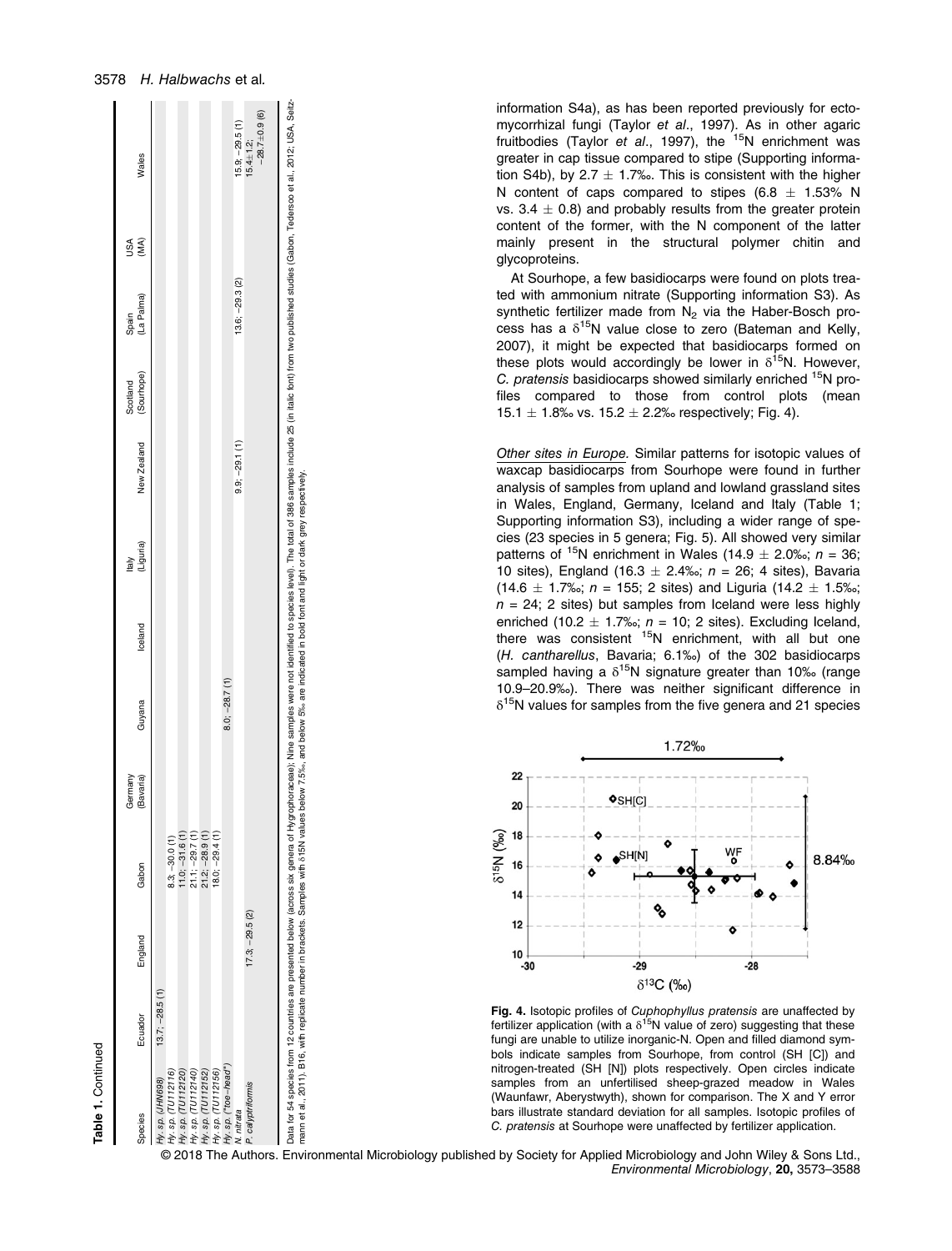**Table 1.** Continued

| Species | Ecuador | England | Gabon | Germany (Bavaria) | Guyana | Iceland | Italy (Liguria) | New Zealand | Scotland (Sourhope) | Spain (La Palma) | USA (MA) | Wales |
|---|---|---|---|---|---|---|---|---|---|---|---|---|
| *Hy.* sp. (JHN698) | 13.7; −28.5 (1) | | | | | | | | | | | |
| *Hy.* sp. (TU112116) | | | 8.3; −30.0 (1) | | | | | | | | | |
| *Hy.* sp. (TU112120) | | | 11.0; −31.6 (1) | | | | | | | | | |
| *Hy.* sp. (TU112140) | | | 21.1; −29.7 (1) | | | | | | | | | |
| *Hy.* sp. (TU112152) | | | 21.2; −28.9 (1) | | | | | | | | | |
| *Hy.* sp. (TU112156) | | | 18.0; −29.4 (1) | | | | | | | | | |
| *Hy.* sp. ("toe-head") | | | | | 8.0; −28.7 (1) | | | | | | | |
| *N. nitrata* | | | | | | | | 9.9; −29.1 (1) | | 13.6; −29.3 (2) | | 15.9; −29.5 (1) |
| *P. calyptriformis* | | 17.3; −29.5 (2) | | | | | | | | | | 15.4±1.2; −28.7±0.9 (6) |

Data for 54 species from 12 countries are presented below (across six genera of Hygrophoraceae); Nine samples were not identified to species level). The total of 386 samples include 25 (in italic font) from two published studies (Gabon, Tedersoo et al., 2012; USA, Seitzmann et al., 2011). B16, with replicate number in brackets. Samples with δ15N values below 7.5‰, and below 5‰ are indicated in bold font and light or dark grey respectively.

information S4a), as has been reported previously for ectomycorrhizal fungi (Taylor *et al*., 1997). As in other agaric fruitbodies (Taylor *et al*., 1997), the $^{15}N$ enrichment was greater in cap tissue compared to stipe (Supporting information S4b), by 2.7 ± 1.7‰. This is consistent with the higher N content of caps compared to stipes (6.8 ± 1.53% N vs. 3.4 ± 0.8) and probably results from the greater protein content of the former, with the N component of the latter mainly present in the structural polymer chitin and glycoproteins.

At Sourhope, a few basidiocarps were found on plots treated with ammonium nitrate (Supporting information S3). As synthetic fertilizer made from $N_2$ via the Haber-Bosch process has a $\delta^{15}N$ value close to zero (Bateman and Kelly, 2007), it might be expected that basidiocarps formed on these plots would accordingly be lower in $\delta^{15}N$. However, *C. pratensis* basidiocarps showed similarly enriched $^{15}N$ profiles compared to those from control plots (mean 15.1 ± 1.8‰ vs. 15.2 ± 2.2‰ respectively; Fig. 4).

Other sites in Europe. Similar patterns for isotopic values of waxcap basidiocarps from Sourhope were found in further analysis of samples from upland and lowland grassland sites in Wales, England, Germany, Iceland and Italy (Table 1; Supporting information S3), including a wider range of species (23 species in 5 genera; Fig. 5). All showed very similar patterns of $^{15}N$ enrichment in Wales (14.9 ± 2.0‰; $n$ = 36; 10 sites), England (16.3 ± 2.4‰; $n$ = 26; 4 sites), Bavaria (14.6 ± 1.7‰; $n$ = 155; 2 sites) and Liguria (14.2 ± 1.5‰; $n$ = 24; 2 sites) but samples from Iceland were less highly enriched (10.2 ± 1.7‰; $n$ = 10; 2 sites). Excluding Iceland, there was consistent $^{15}N$ enrichment, with all but one (*H. cantharellus*, Bavaria; 6.1‰) of the 302 basidiocarps sampled having a $\delta^{15}N$ signature greater than 10‰ (range 10.9–20.9‰). There was neither significant difference in $\delta^{15}N$ values for samples from the five genera and 21 species

**Fig. 4.** Isotopic profiles of *Cuphophyllus pratensis* are unaffected by fertilizer application (with a $\delta^{15}N$ value of zero) suggesting that these fungi are unable to utilize inorganic-N. Open and filled diamond symbols indicate samples from Sourhope, from control (SH [C]) and nitrogen-treated (SH [N]) plots respectively. Open circles indicate samples from an unfertilised sheep-grazed meadow in Wales (Waunfawr, Aberystwyth), shown for comparison. The X and Y error bars illustrate standard deviation for all samples. Isotopic profiles of *C. pratensis* at Sourhope were unaffected by fertilizer application.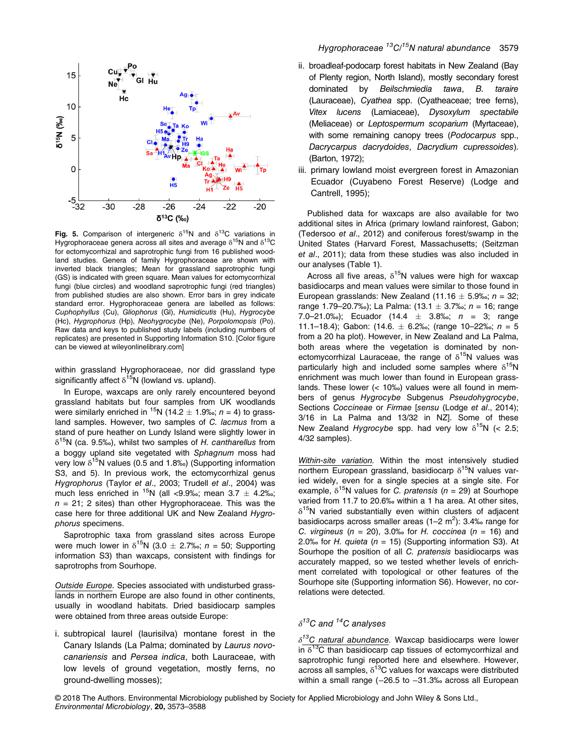Fig. 5. Comparison of intergeneric $\delta^{15}N$ and $\delta^{13}C$ variations in Hygrophoraceae genera across all sites and average $\delta^{15}N$ and $\delta^{13}C$ for ectomycorrhizal and saprotrophic fungi from 16 published woodland studies. Genera of family Hygrophoraceae are shown with inverted black triangles; Mean for grassland saprotrophic fungi (GS) is indicated with green square. Mean values for ectomycorrhizal fungi (blue circles) and woodland saprotrophic fungi (red triangles) from published studies are also shown. Error bars in grey indicate standard error. Hygrophoraceae genera are labelled as follows: *Cuphophyllus* (Cu), *Gliophorus* (Gl), *Humidicutis* (Hu), *Hygrocybe* (Hc), *Hygrophorus* (Hp), *Neohygrocybe* (Ne), *Porpolomopsis* (Po). Raw data and keys to published study labels (including numbers of replicates) are presented in Supporting Information S10. [Color figure can be viewed at wileyonlinelibrary.com]

within grassland Hygrophoraceae, nor did grassland type significantly affect $\delta^{15}N$ (lowland vs. upland).

In Europe, waxcaps are only rarely encountered beyond grassland habitats but four samples from UK woodlands were similarly enriched in $^{15}N$ (14.2 ± 1.9‰; $n$ = 4) to grassland samples. However, two samples of *C. lacmus* from a stand of pure heather on Lundy Island were slightly lower in $\delta^{15}N$ (ca. 9.5‰), whilst two samples of *H. cantharellus* from a boggy upland site vegetated with *Sphagnum* moss had very low $\delta^{15}N$ values (0.5 and 1.8‰) (Supporting information S3, and 5). In previous work, the ectomycorrhizal genus *Hygrophorus* (Taylor *et al*., 2003; Trudell *et al*., 2004) was much less enriched in $^{15}N$ (all <9.9‰; mean 3.7 ± 4.2‰; $n$ = 21; 2 sites) than other Hygrophoraceae. This was the case here for three additional UK and New Zealand *Hygrophorus* specimens.

Saprotrophic taxa from grassland sites across Europe were much lower in $\delta^{15}N$ (3.0 ± 2.7‰; $n$ = 50; Supporting information S3) than waxcaps, consistent with findings for saprotrophs from Sourhope.

*Outside Europe.* Species associated with undisturbed grasslands in northern Europe are also found in other continents, usually in woodland habitats. Dried basidiocarp samples were obtained from three areas outside Europe:

i. subtropical laurel (laurisilva) montane forest in the Canary Islands (La Palma; dominated by *Laurus novocanariensis* and *Persea indica*, both Lauraceae, with low levels of ground vegetation, mostly ferns, no ground-dwelling mosses);
ii. broadleaf-podocarp forest habitats in New Zealand (Bay of Plenty region, North Island), mostly secondary forest dominated by *Beilschmiedia tawa*, *B. taraire* (Lauraceae), *Cyathea* spp. (Cyatheaceae; tree ferns), *Vitex lucens* (Lamiaceae), *Dysoxylum spectabile* (Meliaceae) or *Leptospermum scoparium* (Myrtaceae), with some remaining canopy trees (*Podocarpus* spp., *Dacrycarpus dacrydoides*, *Dacrydium cupressoides*). (Barton, 1972);
iii. primary lowland moist evergreen forest in Amazonian Ecuador (Cuyabeno Forest Reserve) (Lodge and Cantrell, 1995);

Published data for waxcaps are also available for two additional sites in Africa (primary lowland rainforest, Gabon; (Tedersoo *et al*., 2012) and coniferous forest/swamp in the United States (Harvard Forest, Massachusetts; (Seitzman *et al*., 2011); data from these studies was also included in our analyses (Table 1).

Across all five areas, $\delta^{15}N$ values were high for waxcap basidiocarps and mean values were similar to those found in European grasslands: New Zealand (11.16 ± 5.9‰; $n$ = 32; range 1.79–20.7‰); La Palma: (13.1 ± 3.7‰; $n$ = 16; range 7.0–21.0‰); Ecuador (14.4 ± 3.8‰; $n$ = 3; range 11.1–18.4); Gabon: (14.6. ± 6.2‰; (range 10–22‰; $n$ = 5 from a 20 ha plot). However, in New Zealand and La Palma, both areas where the vegetation is dominated by non-ectomycorrhizal Lauraceae, the range of $\delta^{15}N$ values was particularly high and included some samples where $\delta^{15}N$ enrichment was much lower than found in European grasslands. These lower (< 10‰) values were all found in members of genus *Hygrocybe* Subgenus *Pseudohygrocybe*, Sections *Coccineae* or *Firmae* [*sensu* (Lodge *et al*., 2014); 3/16 in La Palma and 13/32 in NZ]. Some of these New Zealand *Hygrocybe* spp. had very low $\delta^{15}N$ (< 2.5; 4/32 samples).

*Within-site variation.* Within the most intensively studied northern European grassland, basidiocarp $\delta^{15}N$ values varied widely, even for a single species at a single site. For example, $\delta^{15}N$ values for *C. pratensis* ($n$ = 29) at Sourhope varied from 11.7 to 20.6‰ within a 1 ha area. At other sites, $\delta^{15}N$ varied substantially even within clusters of adjacent basidiocarps across smaller areas (1–2 m$^2$): 3.4‰ range for *C. virgineus* ($n$ = 20), 3.0‰ for *H. coccinea* ($n$ = 16) and 2.0‰ for *H. quieta* ($n$ = 15) (Supporting information S3). At Sourhope the position of all *C. pratensis* basidiocarps was accurately mapped, so we tested whether levels of enrichment correlated with topological or other features of the Sourhope site (Supporting information S6). However, no correlations were detected.

### $\delta^{13}C$ and $^{14}C$ analyses

*$\delta^{13}C$ natural abundance.* Waxcap basidiocarps were lower in $\delta^{13}C$ than basidiocarp cap tissues of ectomycorrhizal and saprotrophic fungi reported here and elsewhere. However, across all samples, $\delta^{13}C$ values for waxcaps were distributed within a small range (−26.5 to −31.3‰ across all European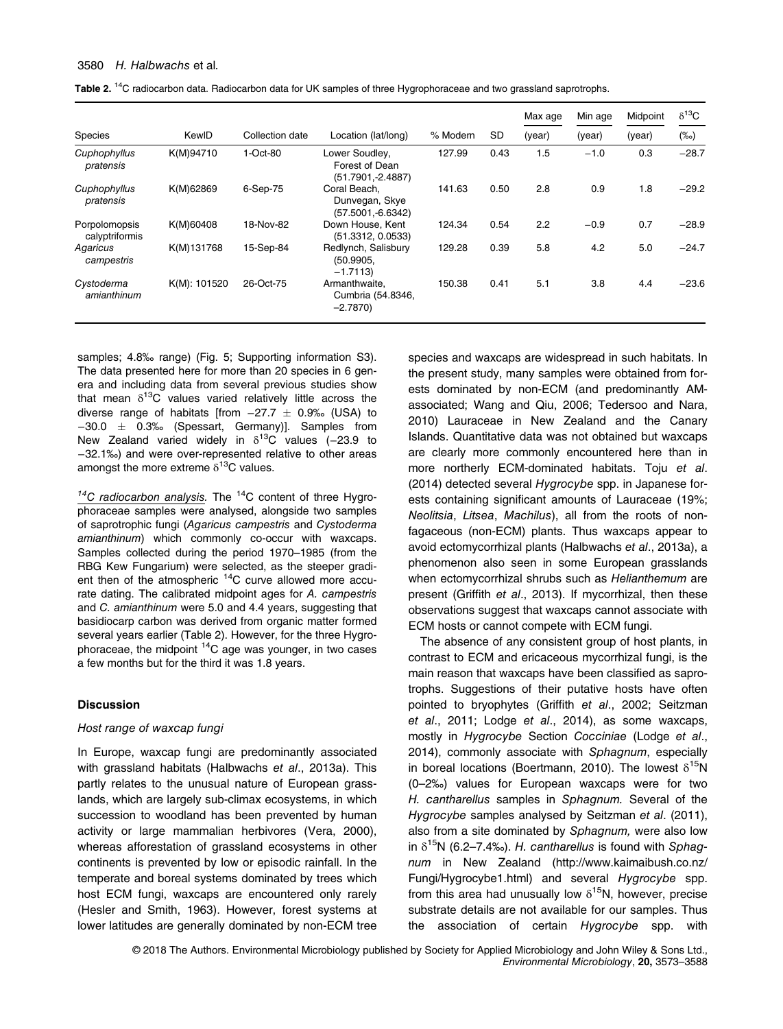**Table 2.** $^{14}C$ radiocarbon data. Radiocarbon data for UK samples of three Hygrophoraceae and two grassland saprotrophs.

| Species | KewID | Collection date | Location (lat/long) | % Modern | SD | Max age (year) | Min age (year) | Midpoint (year) | $\delta^{13}C$ (‰) |
|---|---|---|---|---|---|---|---|---|---|
| *Cuphophyllus pratensis* | K(M)94710 | 1-Oct-80 | Lower Soudley, Forest of Dean (51.7901,-2.4887) | 127.99 | 0.43 | 1.5 | −1.0 | 0.3 | −28.7 |
| *Cuphophyllus pratensis* | K(M)62869 | 6-Sep-75 | Coral Beach, Dunvegan, Skye (57.5001,-6.6342) | 141.63 | 0.50 | 2.8 | 0.9 | 1.8 | −29.2 |
| *Porpolomopsis calyptriformis* | K(M)60408 | 18-Nov-82 | Down House, Kent (51.3312, 0.0533) | 124.34 | 0.54 | 2.2 | −0.9 | 0.7 | −28.9 |
| *Agaricus campestris* | K(M)131768 | 15-Sep-84 | Redlynch, Salisbury (50.9905, −1.7113) | 129.28 | 0.39 | 5.8 | 4.2 | 5.0 | −24.7 |
| *Cystoderma amianthinum* | K(M): 101520 | 26-Oct-75 | Armanthwaite, Cumbria (54.8346, −2.7870) | 150.38 | 0.41 | 5.1 | 3.8 | 4.4 | −23.6 |

samples; 4.8‰ range) (Fig. 5; Supporting information S3). The data presented here for more than 20 species in 6 genera and including data from several previous studies show that mean $\delta^{13}C$ values varied relatively little across the diverse range of habitats [from −27.7 ± 0.9‰ (USA) to −30.0 ± 0.3‰ (Spessart, Germany)]. Samples from New Zealand varied widely in $\delta^{13}C$ values (−23.9 to −32.1‰) and were over-represented relative to other areas amongst the more extreme $\delta^{13}C$ values.

*$^{14}C$ radiocarbon analysis.* The $^{14}C$ content of three Hygrophoraceae samples were analysed, alongside two samples of saprotrophic fungi (*Agaricus campestris* and *Cystoderma amianthinum*) which commonly co-occur with waxcaps. Samples collected during the period 1970–1985 (from the RBG Kew Fungarium) were selected, as the steeper gradient then of the atmospheric $^{14}C$ curve allowed more accurate dating. The calibrated midpoint ages for *A. campestris* and *C. amianthinum* were 5.0 and 4.4 years, suggesting that basidiocarp carbon was derived from organic matter formed several years earlier (Table 2). However, for the three Hygrophoraceae, the midpoint $^{14}C$ age was younger, in two cases a few months but for the third it was 1.8 years.

## Discussion

### Host range of waxcap fungi

In Europe, waxcap fungi are predominantly associated with grassland habitats (Halbwachs *et al*., 2013a). This partly relates to the unusual nature of European grasslands, which are largely sub-climax ecosystems, in which succession to woodland has been prevented by human activity or large mammalian herbivores (Vera, 2000), whereas afforestation of grassland ecosystems in other continents is prevented by low or episodic rainfall. In the temperate and boreal systems dominated by trees which host ECM fungi, waxcaps are encountered only rarely (Hesler and Smith, 1963). However, forest systems at lower latitudes are generally dominated by non-ECM tree species and waxcaps are widespread in such habitats. In the present study, many samples were obtained from forests dominated by non-ECM (and predominantly AM-associated; Wang and Qiu, 2006; Tedersoo and Nara, 2010) Lauraceae in New Zealand and the Canary Islands. Quantitative data was not obtained but waxcaps are clearly more commonly encountered here than in more northerly ECM-dominated habitats. Toju *et al*. (2014) detected several *Hygrocybe* spp. in Japanese forests containing significant amounts of Lauraceae (19%; *Neolitsia*, *Litsea*, *Machilus*), all from the roots of non-fagaceous (non-ECM) plants. Thus waxcaps appear to avoid ectomycorrhizal plants (Halbwachs *et al*., 2013a), a phenomenon also seen in some European grasslands when ectomycorrhizal shrubs such as *Helianthemum* are present (Griffith *et al*., 2013). If mycorrhizal, then these observations suggest that waxcaps cannot associate with ECM hosts or cannot compete with ECM fungi.

The absence of any consistent group of host plants, in contrast to ECM and ericaceous mycorrhizal fungi, is the main reason that waxcaps have been classified as saprotrophs. Suggestions of their putative hosts have often pointed to bryophytes (Griffith *et al*., 2002; Seitzman *et al*., 2011; Lodge *et al*., 2014), as some waxcaps, mostly in *Hygrocybe* Section *Cocciniae* (Lodge *et al*., 2014), commonly associate with *Sphagnum*, especially in boreal locations (Boertmann, 2010). The lowest $\delta^{15}N$ (0–2‰) values for European waxcaps were for two *H. cantharellus* samples in *Sphagnum.* Several of the *Hygrocybe* samples analysed by Seitzman *et al*. (2011), also from a site dominated by *Sphagnum,* were also low in $\delta^{15}N$ (6.2–7.4‰). *H. cantharellus* is found with *Sphagnum* in New Zealand (http://www.kaimaibush.co.nz/Fungi/Hygrocybe1.html) and several *Hygrocybe* spp. from this area had unusually low $\delta^{15}N$, however, precise substrate details are not available for our samples. Thus the association of certain *Hygrocybe* spp. with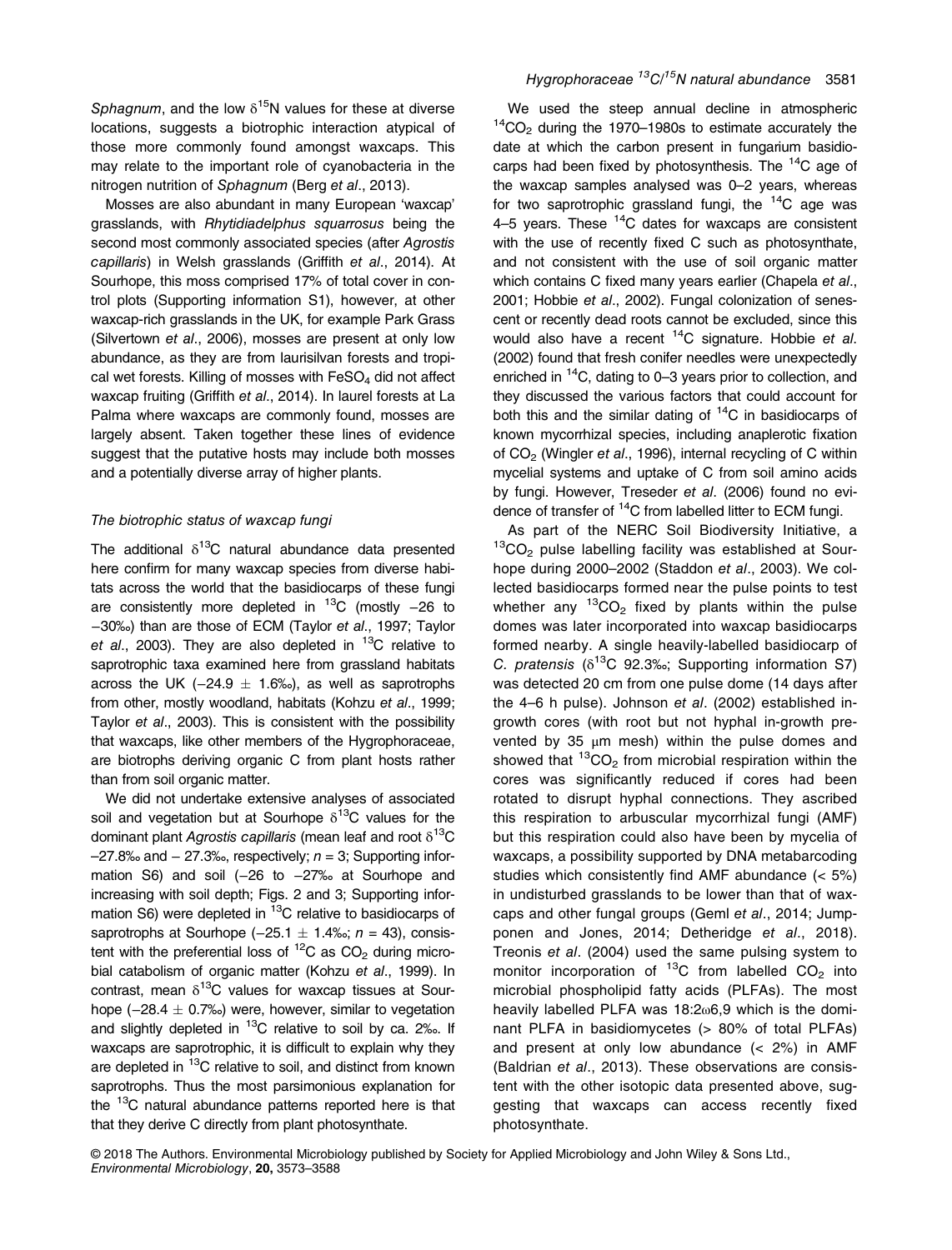*Sphagnum*, and the low $\delta^{15}N$ values for these at diverse locations, suggests a biotrophic interaction atypical of those more commonly found amongst waxcaps. This may relate to the important role of cyanobacteria in the nitrogen nutrition of *Sphagnum* (Berg *et al*., 2013).

Mosses are also abundant in many European 'waxcap' grasslands, with *Rhytidiadelphus squarrosus* being the second most commonly associated species (after *Agrostis capillaris*) in Welsh grasslands (Griffith *et al*., 2014). At Sourhope, this moss comprised 17% of total cover in control plots (Supporting information S1), however, at other waxcap-rich grasslands in the UK, for example Park Grass (Silvertown *et al*., 2006), mosses are present at only low abundance, as they are from laurisilvan forests and tropical wet forests. Killing of mosses with $FeSO_4$ did not affect waxcap fruiting (Griffith *et al*., 2014). In laurel forests at La Palma where waxcaps are commonly found, mosses are largely absent. Taken together these lines of evidence suggest that the putative hosts may include both mosses and a potentially diverse array of higher plants.

### *The biotrophic status of waxcap fungi*

The additional $\delta^{13}C$ natural abundance data presented here confirm for many waxcap species from diverse habitats across the world that the basidiocarps of these fungi are consistently more depleted in $^{13}C$ (mostly −26 to −30‰) than are those of ECM (Taylor *et al*., 1997; Taylor *et al*., 2003). They are also depleted in $^{13}C$ relative to saprotrophic taxa examined here from grassland habitats across the UK (−24.9 ± 1.6‰), as well as saprotrophs from other, mostly woodland, habitats (Kohzu *et al*., 1999; Taylor *et al*., 2003). This is consistent with the possibility that waxcaps, like other members of the Hygrophoraceae, are biotrophs deriving organic C from plant hosts rather than from soil organic matter.

We did not undertake extensive analyses of associated soil and vegetation but at Sourhope $\delta^{13}C$ values for the dominant plant *Agrostis capillaris* (mean leaf and root $\delta^{13}C$ −27.8‰ and − 27.3‰, respectively; $n = 3$; Supporting information S6) and soil (−26 to −27‰ at Sourhope and increasing with soil depth; Figs. 2 and 3; Supporting information S6) were depleted in $^{13}C$ relative to basidiocarps of saprotrophs at Sourhope (−25.1 ± 1.4‰; $n = 43$), consistent with the preferential loss of $^{12}C$ as $CO_2$ during microbial catabolism of organic matter (Kohzu *et al*., 1999). In contrast, mean $\delta^{13}C$ values for waxcap tissues at Sourhope (−28.4 ± 0.7‰) were, however, similar to vegetation and slightly depleted in $^{13}C$ relative to soil by ca. 2‰. If waxcaps are saprotrophic, it is difficult to explain why they are depleted in $^{13}C$ relative to soil, and distinct from known saprotrophs. Thus the most parsimonious explanation for the $^{13}C$ natural abundance patterns reported here is that that they derive C directly from plant photosynthate.

We used the steep annual decline in atmospheric $^{14}CO_2$ during the 1970–1980s to estimate accurately the date at which the carbon present in fungarium basidiocarps had been fixed by photosynthesis. The $^{14}C$ age of the waxcap samples analysed was 0–2 years, whereas for two saprotrophic grassland fungi, the $^{14}C$ age was 4–5 years. These $^{14}C$ dates for waxcaps are consistent with the use of recently fixed C such as photosynthate, and not consistent with the use of soil organic matter which contains C fixed many years earlier (Chapela *et al*., 2001; Hobbie *et al*., 2002). Fungal colonization of senescent or recently dead roots cannot be excluded, since this would also have a recent $^{14}C$ signature. Hobbie *et al*. (2002) found that fresh conifer needles were unexpectedly enriched in $^{14}C$, dating to 0–3 years prior to collection, and they discussed the various factors that could account for both this and the similar dating of $^{14}C$ in basidiocarps of known mycorrhizal species, including anaplerotic fixation of $CO_2$ (Wingler *et al*., 1996), internal recycling of C within mycelial systems and uptake of C from soil amino acids by fungi. However, Treseder *et al*. (2006) found no evidence of transfer of $^{14}C$ from labelled litter to ECM fungi.

As part of the NERC Soil Biodiversity Initiative, a $^{13}CO_2$ pulse labelling facility was established at Sourhope during 2000–2002 (Staddon *et al*., 2003). We collected basidiocarps formed near the pulse points to test whether any $^{13}CO_2$ fixed by plants within the pulse domes was later incorporated into waxcap basidiocarps formed nearby. A single heavily-labelled basidiocarp of *C. pratensis* ($\delta^{13}C$ 92.3‰; Supporting information S7) was detected 20 cm from one pulse dome (14 days after the 4–6 h pulse). Johnson *et al*. (2002) established in-growth cores (with root but not hyphal in-growth prevented by 35 μm mesh) within the pulse domes and showed that $^{13}CO_2$ from microbial respiration within the cores was significantly reduced if cores had been rotated to disrupt hyphal connections. They ascribed this respiration to arbuscular mycorrhizal fungi (AMF) but this respiration could also have been by mycelia of waxcaps, a possibility supported by DNA metabarcoding studies which consistently find AMF abundance (< 5%) in undisturbed grasslands to be lower than that of waxcaps and other fungal groups (Geml *et al*., 2014; Jumpponen and Jones, 2014; Detheridge *et al*., 2018). Treonis *et al*. (2004) used the same pulsing system to monitor incorporation of $^{13}C$ from labelled $CO_2$ into microbial phospholipid fatty acids (PLFAs). The most heavily labelled PLFA was 18:2ω6,9 which is the dominant PLFA in basidiomycetes (> 80% of total PLFAs) and present at only low abundance (< 2%) in AMF (Baldrian *et al*., 2013). These observations are consistent with the other isotopic data presented above, suggesting that waxcaps can access recently fixed photosynthate.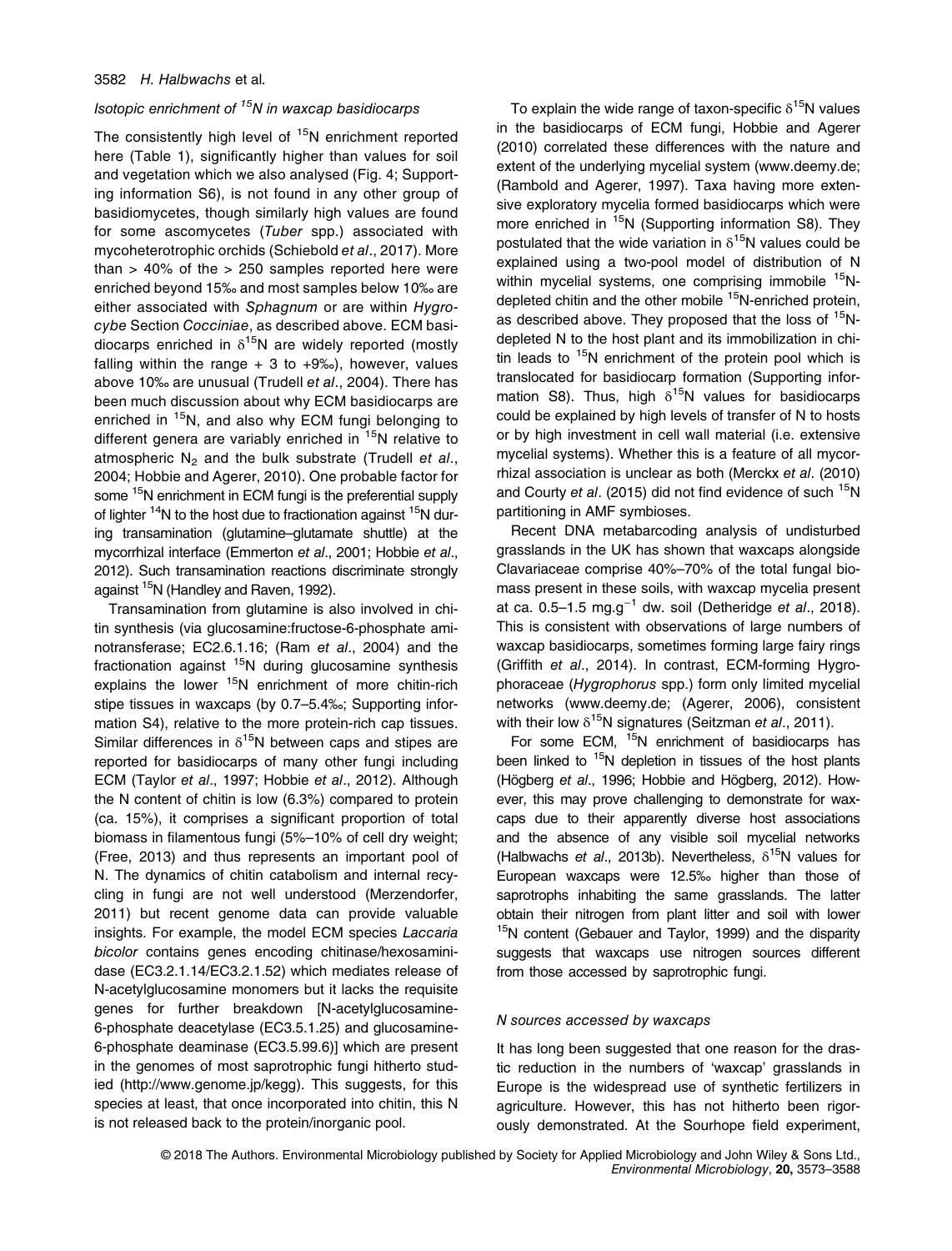### *Isotopic enrichment of $^{15}N$ in waxcap basidiocarps*

The consistently high level of $^{15}N$ enrichment reported here (Table 1), significantly higher than values for soil and vegetation which we also analysed (Fig. 4; Supporting information S6), is not found in any other group of basidiomycetes, though similarly high values are found for some ascomycetes (*Tuber* spp.) associated with mycoheterotrophic orchids (Schiebold *et al*., 2017). More than > 40% of the > 250 samples reported here were enriched beyond 15‰ and most samples below 10‰ are either associated with *Sphagnum* or are within *Hygrocybe* Section *Coccineae*, as described above. ECM basidiocarps enriched in $\delta^{15}N$ are widely reported (mostly falling within the range + 3 to +9‰), however, values above 10‰ are unusual (Trudell *et al*., 2004). There has been much discussion about why ECM basidiocarps are enriched in $^{15}N$, and also why ECM fungi belonging to different genera are variably enriched in $^{15}N$ relative to atmospheric $N_2$ and the bulk substrate (Trudell *et al*., 2004; Hobbie and Agerer, 2010). One probable factor for some $^{15}N$ enrichment in ECM fungi is the preferential supply of lighter $^{14}N$ to the host due to fractionation against $^{15}N$ during transamination (glutamine–glutamate shuttle) at the mycorrhizal interface (Emmerton *et al*., 2001; Hobbie *et al*., 2012). Such transamination reactions discriminate strongly against $^{15}N$ (Handley and Raven, 1992).

Transamination from glutamine is also involved in chitin synthesis (via glucosamine:fructose-6-phosphate aminotransferase; EC2.6.1.16; (Ram *et al*., 2004) and the fractionation against $^{15}N$ during glucosamine synthesis explains the lower $^{15}N$ enrichment of more chitin-rich stipe tissues in waxcaps (by 0.7–5.4‰; Supporting information S4), relative to the more protein-rich cap tissues. Similar differences in $\delta^{15}N$ between caps and stipes are reported for basidiocarps of many other fungi including ECM (Taylor *et al*., 1997; Hobbie *et al*., 2012). Although the N content of chitin is low (6.3%) compared to protein (ca. 15%), it comprises a significant proportion of total biomass in filamentous fungi (5%–10% of cell dry weight; (Free, 2013) and thus represents an important pool of N. The dynamics of chitin catabolism and internal recycling in fungi are not well understood (Merzendorfer, 2011) but recent genome data can provide valuable insights. For example, the model ECM species *Laccaria bicolor* contains genes encoding chitinase/hexosaminidase (EC3.2.1.14/EC3.2.1.52) which mediates release of N-acetylglucosamine monomers but it lacks the requisite genes for further breakdown [N-acetylglucosamine-6-phosphate deacetylase (EC3.5.1.25) and glucosamine-6-phosphate deaminase (EC3.5.99.6)] which are present in the genomes of most saprotrophic fungi hitherto studied (http://www.genome.jp/kegg). This suggests, for this species at least, that once incorporated into chitin, this N is not released back to the protein/inorganic pool.

To explain the wide range of taxon-specific $\delta^{15}N$ values in the basidiocarps of ECM fungi, Hobbie and Agerer (2010) correlated these differences with the nature and extent of the underlying mycelial system (www.deemy.de; (Rambold and Agerer, 1997). Taxa having more extensive exploratory mycelia formed basidiocarps which were more enriched in $^{15}N$ (Supporting information S8). They postulated that the wide variation in $\delta^{15}N$ values could be explained using a two-pool model of distribution of N within mycelial systems, one comprising immobile $^{15}N$-depleted chitin and the other mobile $^{15}N$-enriched protein, as described above. They proposed that the loss of $^{15}N$-depleted N to the host plant and its immobilization in chitin leads to $^{15}N$ enrichment of the protein pool which is translocated for basidiocarp formation (Supporting information S8). Thus, high $\delta^{15}N$ values for basidiocarps could be explained by high levels of transfer of N to hosts or by high investment in cell wall material (i.e. extensive mycelial systems). Whether this is a feature of all mycorrhizal association is unclear as both (Merckx *et al*. (2010) and Courty *et al*. (2015) did not find evidence of such $^{15}N$ partitioning in AMF symbioses.

Recent DNA metabarcoding analysis of undisturbed grasslands in the UK has shown that waxcaps alongside Clavariaceae comprise 40%–70% of the total fungal biomass present in these soils, with waxcap mycelia present at ca. 0.5–1.5 mg.g$^{-1}$ dw. soil (Detheridge *et al*., 2018). This is consistent with observations of large numbers of waxcap basidiocarps, sometimes forming large fairy rings (Griffith *et al*., 2014). In contrast, ECM-forming Hygrophoraceae (*Hygrophorus* spp.) form only limited mycelial networks (www.deemy.de; (Agerer, 2006), consistent with their low $\delta^{15}N$ signatures (Seitzman *et al*., 2011).

For some ECM, $^{15}N$ enrichment of basidiocarps has been linked to $^{15}N$ depletion in tissues of the host plants (Högberg *et al*., 1996; Hobbie and Högberg, 2012). However, this may prove challenging to demonstrate for waxcaps due to their apparently diverse host associations and the absence of any visible soil mycelial networks (Halbwachs *et al*., 2013b). Nevertheless, $\delta^{15}N$ values for European waxcaps were 12.5‰ higher than those of saprotrophs inhabiting the same grasslands. The latter obtain their nitrogen from plant litter and soil with lower $^{15}N$ content (Gebauer and Taylor, 1999) and the disparity suggests that waxcaps use nitrogen sources different from those accessed by saprotrophic fungi.

### *N sources accessed by waxcaps*

It has long been suggested that one reason for the drastic reduction in the numbers of 'waxcap' grasslands in Europe is the widespread use of synthetic fertilizers in agriculture. However, this has not hitherto been rigorously demonstrated. At the Sourhope field experiment,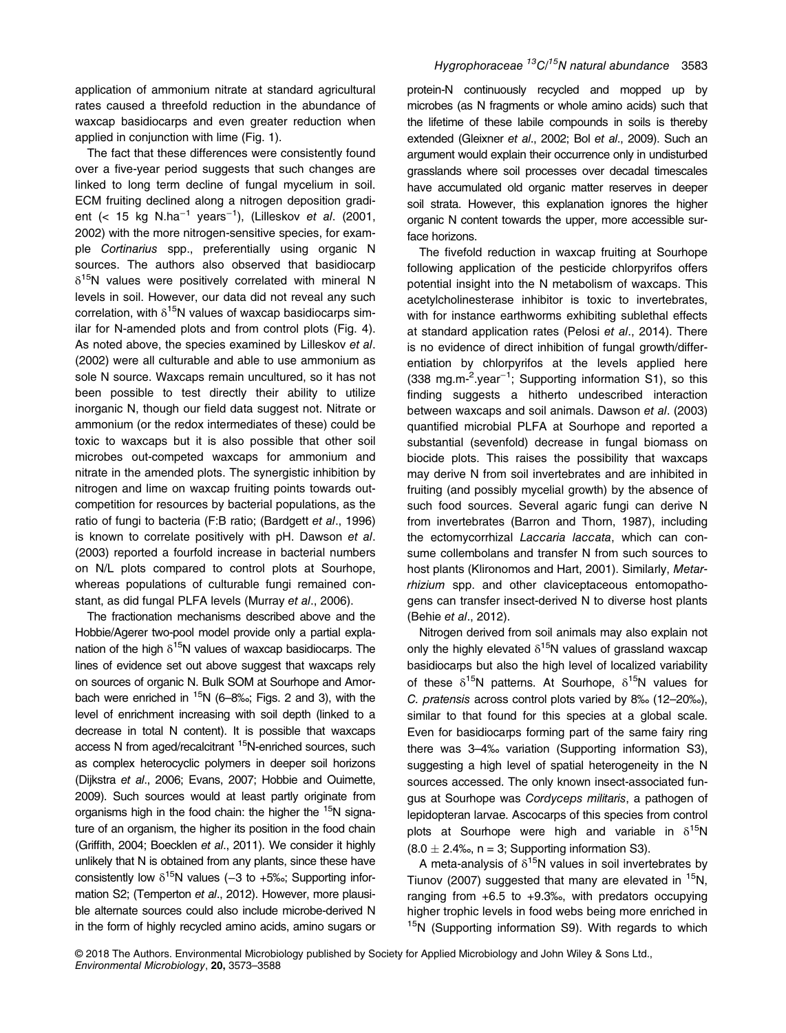application of ammonium nitrate at standard agricultural rates caused a threefold reduction in the abundance of waxcap basidiocarps and even greater reduction when applied in conjunction with lime (Fig. 1).

The fact that these differences were consistently found over a five-year period suggests that such changes are linked to long term decline of fungal mycelium in soil. ECM fruiting declined along a nitrogen deposition gradient (< 15 kg $N.ha^{-1}$ $years^{-1}$), (Lilleskov *et al*. (2001, 2002) with the more nitrogen-sensitive species, for example *Cortinarius* spp., preferentially using organic N sources. The authors also observed that basidiocarp $\delta^{15}N$ values were positively correlated with mineral N levels in soil. However, our data did not reveal any such correlation, with $\delta^{15}N$ values of waxcap basidiocarps similar for N-amended plots and from control plots (Fig. 4). As noted above, the species examined by Lilleskov *et al*. (2002) were all culturable and able to use ammonium as sole N source. Waxcaps remain uncultured, so it has not been possible to test directly their ability to utilize inorganic N, though our field data suggest not. Nitrate or ammonium (or the redox intermediates of these) could be toxic to waxcaps but it is also possible that other soil microbes out-competed waxcaps for ammonium and nitrate in the amended plots. The synergistic inhibition by nitrogen and lime on waxcap fruiting points towards out-competition for resources by bacterial populations, as the ratio of fungi to bacteria (F:B ratio; (Bardgett *et al*., 1996) is known to correlate positively with pH. Dawson *et al*. (2003) reported a fourfold increase in bacterial numbers on N/L plots compared to control plots at Sourhope, whereas populations of culturable fungi remained constant, as did fungal PLFA levels (Murray *et al*., 2006).

The fractionation mechanisms described above and the Hobbie/Agerer two-pool model provide only a partial explanation of the high $\delta^{15}N$ values of waxcap basidiocarps. The lines of evidence set out above suggest that waxcaps rely on sources of organic N. Bulk SOM at Sourhope and Amorbach were enriched in $^{15}N$ (6–8‰; Figs. 2 and 3), with the level of enrichment increasing with soil depth (linked to a decrease in total N content). It is possible that waxcaps access N from aged/recalcitrant $^{15}N$-enriched sources, such as complex heterocyclic polymers in deeper soil horizons (Dijkstra *et al*., 2006; Evans, 2007; Hobbie and Ouimette, 2009). Such sources would at least partly originate from organisms high in the food chain: the higher the $^{15}N$ signature of an organism, the higher its position in the food chain (Griffith, 2004; Boecklen *et al*., 2011). We consider it highly unlikely that N is obtained from any plants, since these have consistently low $\delta^{15}N$ values (−3 to +5‰; Supporting information S2; (Temperton *et al*., 2012). However, more plausible alternate sources could also include microbe-derived N in the form of highly recycled amino acids, amino sugars or protein-N continuously recycled and mopped up by microbes (as N fragments or whole amino acids) such that the lifetime of these labile compounds in soils is thereby extended (Gleixner *et al*., 2002; Bol *et al*., 2009). Such an argument would explain their occurrence only in undisturbed grasslands where soil processes over decadal timescales have accumulated old organic matter reserves in deeper soil strata. However, this explanation ignores the higher organic N content towards the upper, more accessible surface horizons.

The fivefold reduction in waxcap fruiting at Sourhope following application of the pesticide chlorpyrifos offers potential insight into the N metabolism of waxcaps. This acetylcholinesterase inhibitor is toxic to invertebrates, with for instance earthworms exhibiting sublethal effects at standard application rates (Pelosi *et al*., 2014). There is no evidence of direct inhibition of fungal growth/differentiation by chlorpyrifos at the levels applied here (338 $mg.m^{-2}.year^{-1}$; Supporting information S1), so this finding suggests a hitherto undescribed interaction between waxcaps and soil animals. Dawson *et al*. (2003) quantified microbial PLFA at Sourhope and reported a substantial (sevenfold) decrease in fungal biomass on biocide plots. This raises the possibility that waxcaps may derive N from soil invertebrates and are inhibited in fruiting (and possibly mycelial growth) by the absence of such food sources. Several agaric fungi can derive N from invertebrates (Barron and Thorn, 1987), including the ectomycorrhizal *Laccaria laccata*, which can consume collembolans and transfer N from such sources to host plants (Klironomos and Hart, 2001). Similarly, *Metarrhizium* spp. and other claviceptaceous entomopathogens can transfer insect-derived N to diverse host plants (Behie *et al*., 2012).

Nitrogen derived from soil animals may also explain not only the highly elevated $\delta^{15}N$ values of grassland waxcap basidiocarps but also the high level of localized variability of these $\delta^{15}N$ patterns. At Sourhope, $\delta^{15}N$ values for *C. pratensis* across control plots varied by 8‰ (12–20‰), similar to that found for this species at a global scale. Even for basidiocarps forming part of the same fairy ring there was 3–4‰ variation (Supporting information S3), suggesting a high level of spatial heterogeneity in the N sources accessed. The only known insect-associated fungus at Sourhope was *Cordyceps militaris*, a pathogen of lepidopteran larvae. Ascocarps of this species from control plots at Sourhope were high and variable in $\delta^{15}N$ (8.0 ± 2.4‰, n = 3; Supporting information S3).

A meta-analysis of $\delta^{15}N$ values in soil invertebrates by Tiunov (2007) suggested that many are elevated in $^{15}N$, ranging from +6.5 to +9.3‰, with predators occupying higher trophic levels in food webs being more enriched in $^{15}N$ (Supporting information S9). With regards to which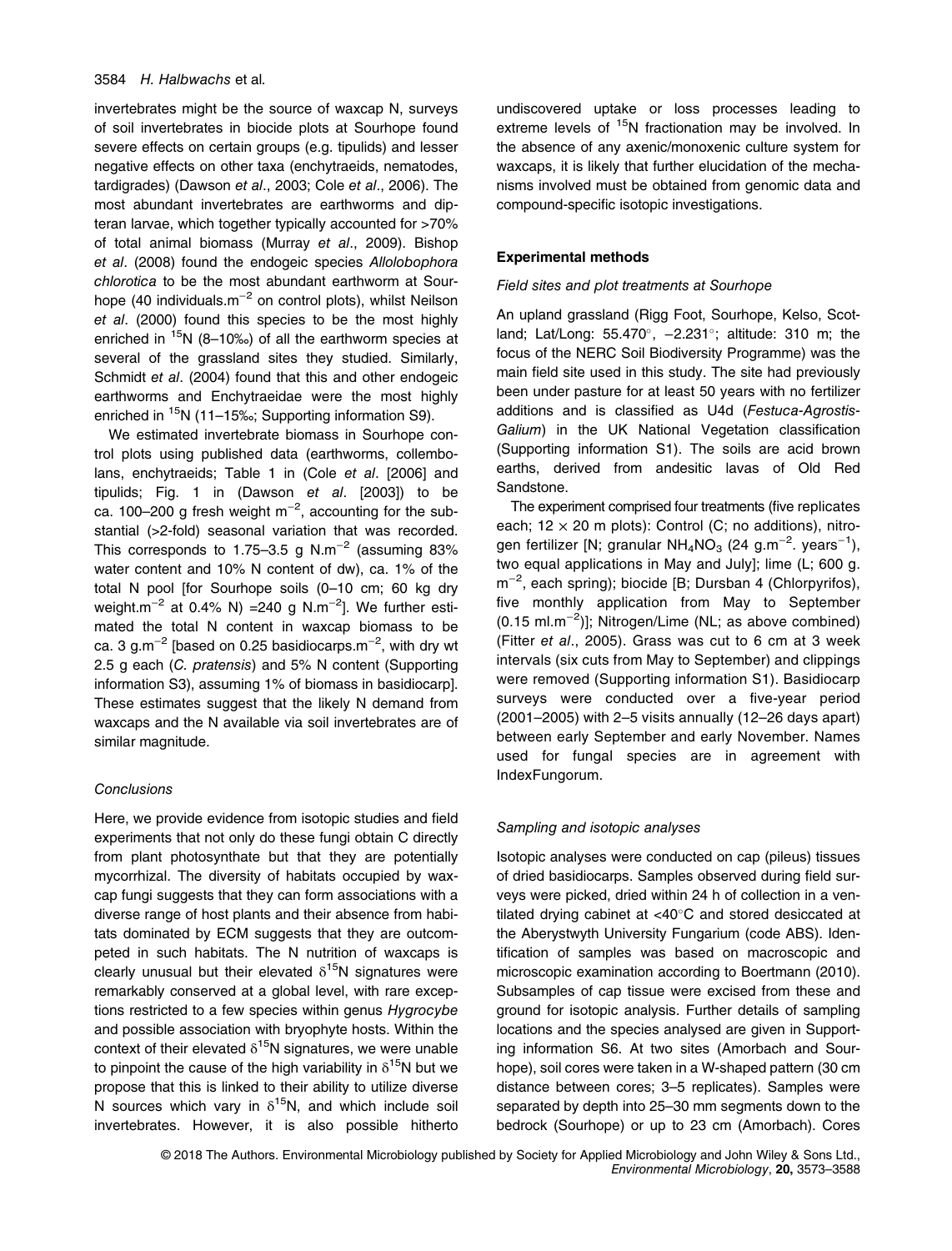invertebrates might be the source of waxcap N, surveys of soil invertebrates in biocide plots at Sourhope found severe effects on certain groups (e.g. tipulids) and lesser negative effects on other taxa (enchytraeids, nematodes, tardigrades) (Dawson *et al*., 2003; Cole *et al*., 2006). The most abundant invertebrates are earthworms and dipteran larvae, which together typically accounted for >70% of total animal biomass (Murray *et al*., 2009). Bishop *et al*. (2008) found the endogeic species *Allolobophora chlorotica* to be the most abundant earthworm at Sourhope (40 individuals.$m^{-2}$ on control plots), whilst Neilson *et al*. (2000) found this species to be the most highly enriched in $^{15}N$ (8–10‰) of all the earthworm species at several of the grassland sites they studied. Similarly, Schmidt *et al*. (2004) found that this and other endogeic earthworms and Enchytraeidae were the most highly enriched in $^{15}N$ (11–15‰; Supporting information S9).

We estimated invertebrate biomass in Sourhope control plots using published data (earthworms, collembolans, enchytraeids; Table 1 in (Cole *et al*. [2006] and tipulids; Fig. 1 in (Dawson *et al*. [2003]) to be ca. 100–200 g fresh weight $m^{-2}$, accounting for the substantial (>2-fold) seasonal variation that was recorded. This corresponds to 1.75–3.5 g N.$m^{-2}$ (assuming 83% water content and 10% N content of dw), ca. 1% of the total N pool [for Sourhope soils (0–10 cm; 60 kg dry weight.$m^{-2}$ at 0.4% N) =240 g N.$m^{-2}$]. We further estimated the total N content in waxcap biomass to be ca. 3 g.$m^{-2}$ [based on 0.25 basidiocarps.$m^{-2}$, with dry wt 2.5 g each (*C. pratensis*) and 5% N content (Supporting information S3), assuming 1% of biomass in basidiocarp]. These estimates suggest that the likely N demand from waxcaps and the N available via soil invertebrates are of similar magnitude.

### *Conclusions*

Here, we provide evidence from isotopic studies and field experiments that not only do these fungi obtain C directly from plant photosynthate but that they are potentially mycorrhizal. The diversity of habitats occupied by waxcap fungi suggests that they can form associations with a diverse range of host plants and their absence from habitats dominated by ECM suggests that they are outcompeted in such habitats. The N nutrition of waxcaps is clearly unusual but their elevated $\delta^{15}N$ signatures were remarkably conserved at a global level, with rare exceptions restricted to a few species within genus *Hygrocybe* and possible association with bryophyte hosts. Within the context of their elevated $\delta^{15}N$ signatures, we were unable to pinpoint the cause of the high variability in $\delta^{15}N$ but we propose that this is linked to their ability to utilize diverse N sources which vary in $\delta^{15}N$, and which include soil invertebrates. However, it is also possible hitherto undiscovered uptake or loss processes leading to extreme levels of $^{15}N$ fractionation may be involved. In the absence of any axenic/monoxenic culture system for waxcaps, it is likely that further elucidation of the mechanisms involved must be obtained from genomic data and compound-specific isotopic investigations.

## Experimental methods

### *Field sites and plot treatments at Sourhope*

An upland grassland (Rigg Foot, Sourhope, Kelso, Scotland; Lat/Long: 55.470°, −2.231°; altitude: 310 m; the focus of the NERC Soil Biodiversity Programme) was the main field site used in this study. The site had previously been under pasture for at least 50 years with no fertilizer additions and is classified as U4d (*Festuca-Agrostis-Galium*) in the UK National Vegetation classification (Supporting information S1). The soils are acid brown earths, derived from andesitic lavas of Old Red Sandstone.

The experiment comprised four treatments (five replicates each; 12 × 20 m plots): Control (C; no additions), nitrogen fertilizer [N; granular $NH_4NO_3$ (24 g.$m^{-2}$. $years^{-1}$), two equal applications in May and July]; lime (L; 600 g. $m^{-2}$, each spring); biocide [B; Dursban 4 (Chlorpyrifos), five monthly application from May to September (0.15 ml.$m^{-2}$)]; Nitrogen/Lime (NL; as above combined) (Fitter *et al*., 2005). Grass was cut to 6 cm at 3 week intervals (six cuts from May to September) and clippings were removed (Supporting information S1). Basidiocarp surveys were conducted over a five-year period (2001–2005) with 2–5 visits annually (12–26 days apart) between early September and early November. Names used for fungal species are in agreement with IndexFungorum.

### *Sampling and isotopic analyses*

Isotopic analyses were conducted on cap (pileus) tissues of dried basidiocarps. Samples observed during field surveys were picked, dried within 24 h of collection in a ventilated drying cabinet at <40°C and stored desiccated at the Aberystwyth University Fungarium (code ABS). Identification of samples was based on macroscopic and microscopic examination according to Boertmann (2010). Subsamples of cap tissue were excised from these and ground for isotopic analysis. Further details of sampling locations and the species analysed are given in Supporting information S6. At two sites (Amorbach and Sourhope), soil cores were taken in a W-shaped pattern (30 cm distance between cores; 3–5 replicates). Samples were separated by depth into 25–30 mm segments down to the bedrock (Sourhope) or up to 23 cm (Amorbach). Cores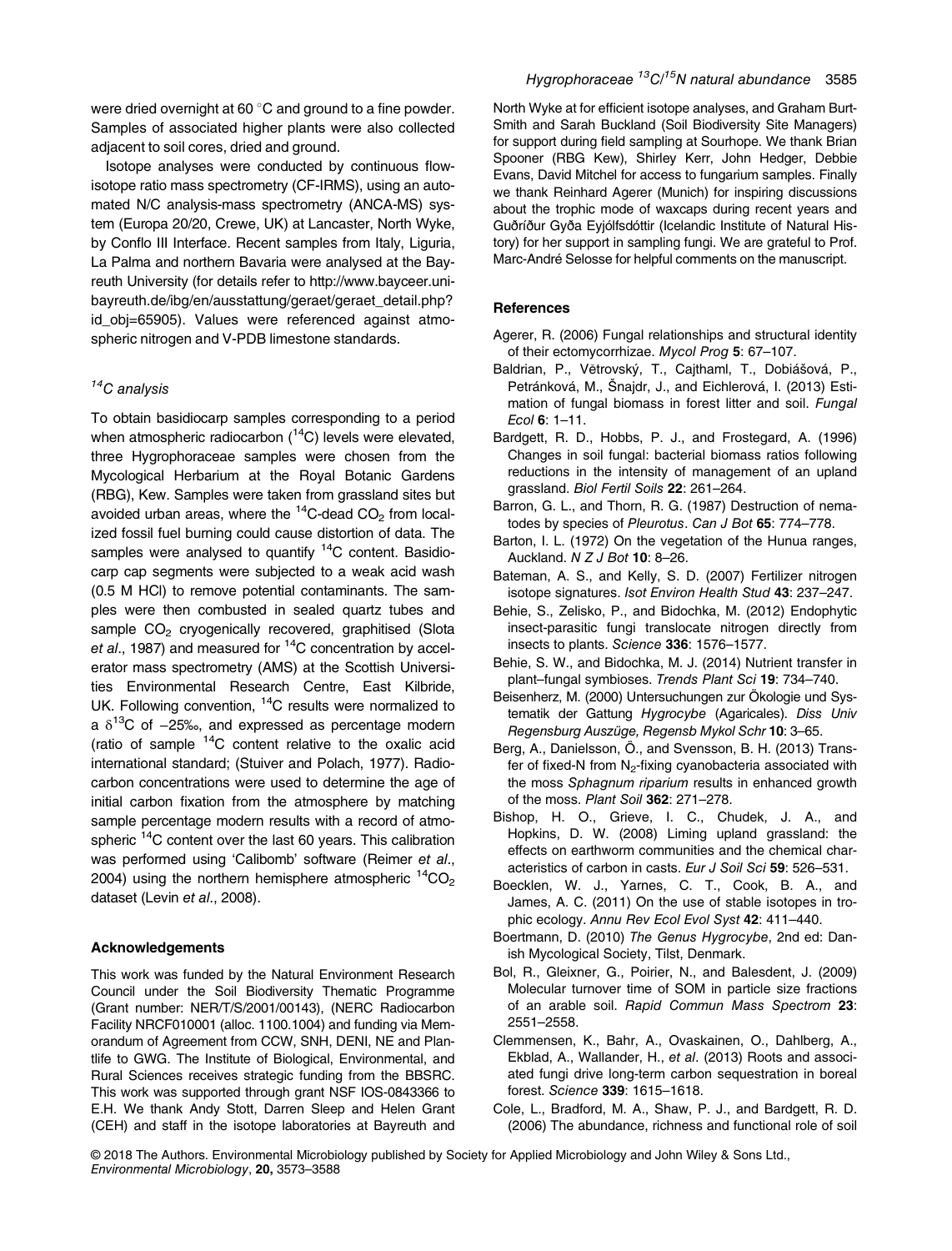were dried overnight at 60 °C and ground to a fine powder. Samples of associated higher plants were also collected adjacent to soil cores, dried and ground.

Isotope analyses were conducted by continuous flow-isotope ratio mass spectrometry (CF-IRMS), using an automated N/C analysis-mass spectrometry (ANCA-MS) system (Europa 20/20, Crewe, UK) at Lancaster, North Wyke, by Conflo III Interface. Recent samples from Italy, Liguria, La Palma and northern Bavaria were analysed at the Bayreuth University (for details refer to http://www.bayceer.uni-bayreuth.de/ibg/en/ausstattung/geraet/geraet_detail.php?id_obj=65905). Values were referenced against atmospheric nitrogen and V-PDB limestone standards.

### $^{14}C$ analysis

To obtain basidiocarp samples corresponding to a period when atmospheric radiocarbon ($^{14}C$) levels were elevated, three Hygrophoraceae samples were chosen from the Mycological Herbarium at the Royal Botanic Gardens (RBG), Kew. Samples were taken from grassland sites but avoided urban areas, where the $^{14}C$-dead $CO_2$ from localized fossil fuel burning could cause distortion of data. The samples were analysed to quantify $^{14}C$ content. Basidiocarp cap segments were subjected to a weak acid wash (0.5 M HCl) to remove potential contaminants. The samples were then combusted in sealed quartz tubes and sample $CO_2$ cryogenically recovered, graphitised (Slota *et al*., 1987) and measured for $^{14}C$ concentration by accelerator mass spectrometry (AMS) at the Scottish Universities Environmental Research Centre, East Kilbride, UK. Following convention, $^{14}C$ results were normalized to a $\delta^{13}C$ of −25‰, and expressed as percentage modern (ratio of sample $^{14}C$ content relative to the oxalic acid international standard; (Stuiver and Polach, 1977). Radiocarbon concentrations were used to determine the age of initial carbon fixation from the atmosphere by matching sample percentage modern results with a record of atmospheric $^{14}C$ content over the last 60 years. This calibration was performed using 'Calibomb' software (Reimer *et al*., 2004) using the northern hemisphere atmospheric $^{14}CO_2$ dataset (Levin *et al*., 2008).

## Acknowledgements

This work was funded by the Natural Environment Research Council under the Soil Biodiversity Thematic Programme (Grant number: NER/T/S/2001/00143), (NERC Radiocarbon Facility NRCF010001 (alloc. 1100.1004) and funding via Memorandum of Agreement from CCW, SNH, DENI, NE and Plantlife to GWG. The Institute of Biological, Environmental, and Rural Sciences receives strategic funding from the BBSRC. This work was supported through grant NSF IOS-0843366 to E.H. We thank Andy Stott, Darren Sleep and Helen Grant (CEH) and staff in the isotope laboratories at Bayreuth and North Wyke at for efficient isotope analyses, and Graham Burt-Smith and Sarah Buckland (Soil Biodiversity Site Managers) for support during field sampling at Sourhope. We thank Brian Spooner (RBG Kew), Shirley Kerr, John Hedger, Debbie Evans, David Mitchel for access to fungarium samples. Finally we thank Reinhard Agerer (Munich) for inspiring discussions about the trophic mode of waxcaps during recent years and Guðríður Gyða Eyjólfsdóttir (Icelandic Institute of Natural History) for her support in sampling fungi. We are grateful to Prof. Marc-André Selosse for helpful comments on the manuscript.

## References

Agerer, R. (2006) Fungal relationships and structural identity of their ectomycorrhizae. *Mycol Prog* **5**: 67–107.

Baldrian, P., Větrovský, T., Cajthaml, T., Dobiášová, P., Petránková, M., Šnajdr, J., and Eichlerová, I. (2013) Estimation of fungal biomass in forest litter and soil. *Fungal Ecol* **6**: 1–11.

Bardgett, R. D., Hobbs, P. J., and Frostegard, A. (1996) Changes in soil fungal: bacterial biomass ratios following reductions in the intensity of management of an upland grassland. *Biol Fertil Soils* **22**: 261–264.

Barron, G. L., and Thorn, R. G. (1987) Destruction of nematodes by species of *Pleurotus*. *Can J Bot* **65**: 774–778.

Barton, I. L. (1972) On the vegetation of the Hunua ranges, Auckland. *N Z J Bot* **10**: 8–26.

Bateman, A. S., and Kelly, S. D. (2007) Fertilizer nitrogen isotope signatures. *Isot Environ Health Stud* **43**: 237–247.

Behie, S., Zelisko, P., and Bidochka, M. (2012) Endophytic insect-parasitic fungi translocate nitrogen directly from insects to plants. *Science* **336**: 1576–1577.

Behie, S. W., and Bidochka, M. J. (2014) Nutrient transfer in plant–fungal symbioses. *Trends Plant Sci* **19**: 734–740.

Beisenherz, M. (2000) Untersuchungen zur Ökologie und Systematik der Gattung *Hygrocybe* (Agaricales). *Diss Univ Regensburg Auszüge, Regensb Mykol Schr* **10**: 3–65.

Berg, A., Danielsson, Ö., and Svensson, B. H. (2013) Transfer of fixed-N from $N_2$-fixing cyanobacteria associated with the moss *Sphagnum riparium* results in enhanced growth of the moss. *Plant Soil* **362**: 271–278.

Bishop, H. O., Grieve, I. C., Chudek, J. A., and Hopkins, D. W. (2008) Liming upland grassland: the effects on earthworm communities and the chemical characteristics of carbon in casts. *Eur J Soil Sci* **59**: 526–531.

Boecklen, W. J., Yarnes, C. T., Cook, B. A., and James, A. C. (2011) On the use of stable isotopes in trophic ecology. *Annu Rev Ecol Evol Syst* **42**: 411–440.

Boertmann, D. (2010) *The Genus Hygrocybe*, 2nd ed: Danish Mycological Society, Tilst, Denmark.

Bol, R., Gleixner, G., Poirier, N., and Balesdent, J. (2009) Molecular turnover time of SOM in particle size fractions of an arable soil. *Rapid Commun Mass Spectrom* **23**: 2551–2558.

Clemmensen, K., Bahr, A., Ovaskainen, O., Dahlberg, A., Ekblad, A., Wallander, H., *et al*. (2013) Roots and associated fungi drive long-term carbon sequestration in boreal forest. *Science* **339**: 1615–1618.

Cole, L., Bradford, M. A., Shaw, P. J., and Bardgett, R. D. (2006) The abundance, richness and functional role of soil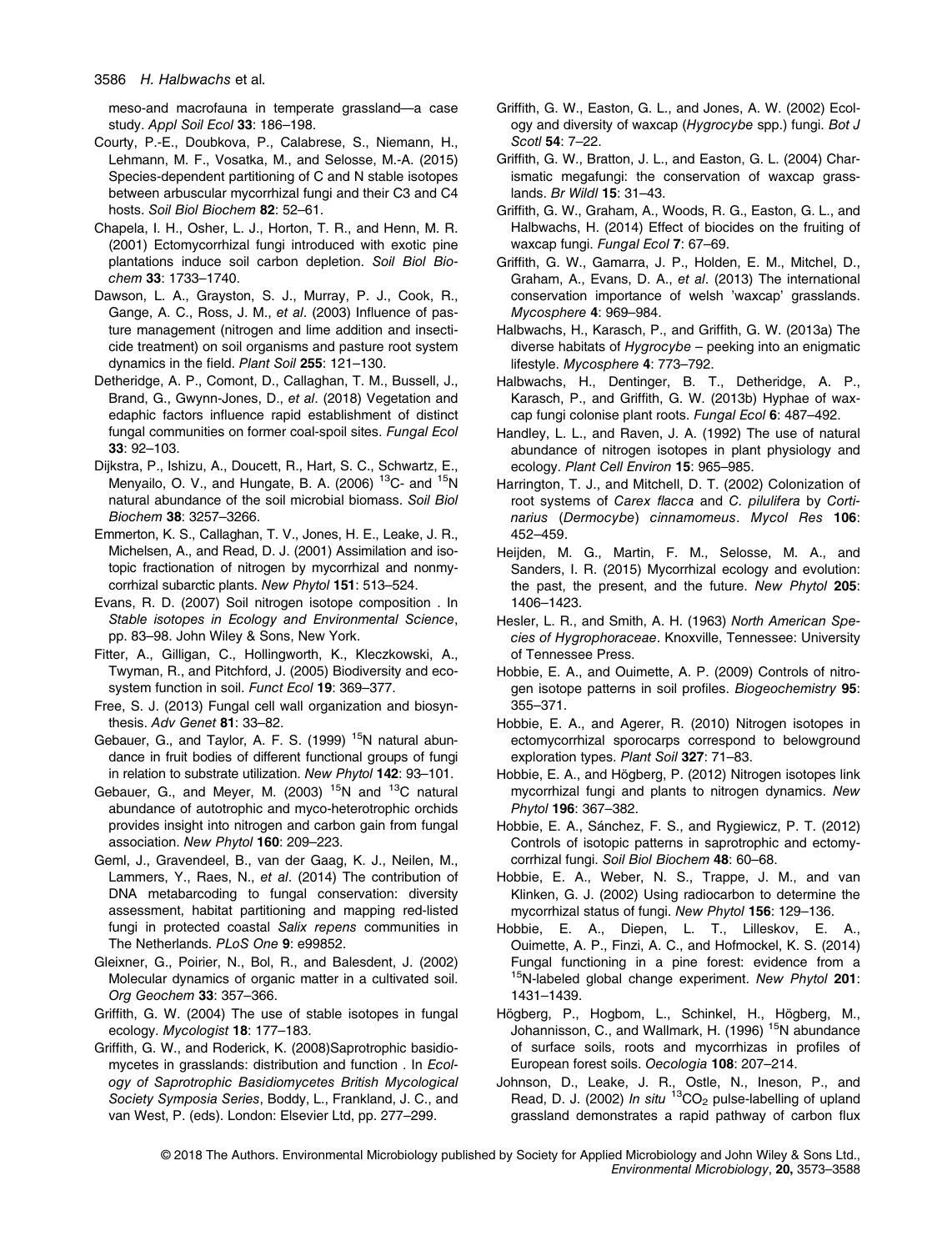meso-and macrofauna in temperate grassland—a case study. *Appl Soil Ecol* **33**: 186–198.

Courty, P.-E., Doubkova, P., Calabrese, S., Niemann, H., Lehmann, M. F., Vosatka, M., and Selosse, M.-A. (2015) Species-dependent partitioning of C and N stable isotopes between arbuscular mycorrhizal fungi and their C3 and C4 hosts. *Soil Biol Biochem* **82**: 52–61.

Chapela, I. H., Osher, L. J., Horton, T. R., and Henn, M. R. (2001) Ectomycorrhizal fungi introduced with exotic pine plantations induce soil carbon depletion. *Soil Biol Biochem* **33**: 1733–1740.

Dawson, L. A., Grayston, S. J., Murray, P. J., Cook, R., Gange, A. C., Ross, J. M., *et al*. (2003) Influence of pasture management (nitrogen and lime addition and insecticide treatment) on soil organisms and pasture root system dynamics in the field. *Plant Soil* **255**: 121–130.

Detheridge, A. P., Comont, D., Callaghan, T. M., Bussell, J., Brand, G., Gwynn-Jones, D., *et al*. (2018) Vegetation and edaphic factors influence rapid establishment of distinct fungal communities on former coal-spoil sites. *Fungal Ecol* **33**: 92–103.

Dijkstra, P., Ishizu, A., Doucett, R., Hart, S. C., Schwartz, E., Menyailo, O. V., and Hungate, B. A. (2006) $^{13}$C- and $^{15}$N natural abundance of the soil microbial biomass. *Soil Biol Biochem* **38**: 3257–3266.

Emmerton, K. S., Callaghan, T. V., Jones, H. E., Leake, J. R., Michelsen, A., and Read, D. J. (2001) Assimilation and isotopic fractionation of nitrogen by mycorrhizal and nonmycorrhizal subarctic plants. *New Phytol* **151**: 513–524.

Evans, R. D. (2007) Soil nitrogen isotope composition . In *Stable isotopes in Ecology and Environmental Science*, pp. 83–98. John Wiley & Sons, New York.

Fitter, A., Gilligan, C., Hollingworth, K., Kleczkowski, A., Twyman, R., and Pitchford, J. (2005) Biodiversity and ecosystem function in soil. *Funct Ecol* **19**: 369–377.

Free, S. J. (2013) Fungal cell wall organization and biosynthesis. *Adv Genet* **81**: 33–82.

Gebauer, G., and Taylor, A. F. S. (1999) $^{15}$N natural abundance in fruit bodies of different functional groups of fungi in relation to substrate utilization. *New Phytol* **142**: 93–101.

Gebauer, G., and Meyer, M. (2003) $^{15}$N and $^{13}$C natural abundance of autotrophic and myco-heterotrophic orchids provides insight into nitrogen and carbon gain from fungal association. *New Phytol* **160**: 209–223.

Geml, J., Gravendeel, B., van der Gaag, K. J., Neilen, M., Lammers, Y., Raes, N., *et al*. (2014) The contribution of DNA metabarcoding to fungal conservation: diversity assessment, habitat partitioning and mapping red-listed fungi in protected coastal *Salix repens* communities in The Netherlands. *PLoS One* **9**: e99852.

Gleixner, G., Poirier, N., Bol, R., and Balesdent, J. (2002) Molecular dynamics of organic matter in a cultivated soil. *Org Geochem* **33**: 357–366.

Griffith, G. W. (2004) The use of stable isotopes in fungal ecology. *Mycologist* **18**: 177–183.

Griffith, G. W., and Roderick, K. (2008)Saprotrophic basidiomycetes in grasslands: distribution and function . In *Ecology of Saprotrophic Basidiomycetes British Mycological Society Symposia Series*, Boddy, L., Frankland, J. C., and van West, P. (eds). London: Elsevier Ltd, pp. 277–299.

Griffith, G. W., Easton, G. L., and Jones, A. W. (2002) Ecology and diversity of waxcap (*Hygrocybe* spp.) fungi. *Bot J Scotl* **54**: 7–22.

Griffith, G. W., Bratton, J. L., and Easton, G. L. (2004) Charismatic megafungi: the conservation of waxcap grasslands. *Br Wildl* **15**: 31–43.

Griffith, G. W., Graham, A., Woods, R. G., Easton, G. L., and Halbwachs, H. (2014) Effect of biocides on the fruiting of waxcap fungi. *Fungal Ecol* **7**: 67–69.

Griffith, G. W., Gamarra, J. P., Holden, E. M., Mitchel, D., Graham, A., Evans, D. A., *et al*. (2013) The international conservation importance of welsh 'waxcap' grasslands. *Mycosphere* **4**: 969–984.

Halbwachs, H., Karasch, P., and Griffith, G. W. (2013a) The diverse habitats of *Hygrocybe* – peeking into an enigmatic lifestyle. *Mycosphere* **4**: 773–792.

Halbwachs, H., Dentinger, B. T., Detheridge, A. P., Karasch, P., and Griffith, G. W. (2013b) Hyphae of waxcap fungi colonise plant roots. *Fungal Ecol* **6**: 487–492.

Handley, L. L., and Raven, J. A. (1992) The use of natural abundance of nitrogen isotopes in plant physiology and ecology. *Plant Cell Environ* **15**: 965–985.

Harrington, T. J., and Mitchell, D. T. (2002) Colonization of root systems of *Carex flacca* and *C. pilulifera* by *Cortinarius* (*Dermocybe*) *cinnamomeus*. *Mycol Res* **106**: 452–459.

Heijden, M. G., Martin, F. M., Selosse, M. A., and Sanders, I. R. (2015) Mycorrhizal ecology and evolution: the past, the present, and the future. *New Phytol* **205**: 1406–1423.

Hesler, L. R., and Smith, A. H. (1963) *North American Species of Hygrophoraceae*. Knoxville, Tennessee: University of Tennessee Press.

Hobbie, E. A., and Ouimette, A. P. (2009) Controls of nitrogen isotope patterns in soil profiles. *Biogeochemistry* **95**: 355–371.

Hobbie, E. A., and Agerer, R. (2010) Nitrogen isotopes in ectomycorrhizal sporocarps correspond to belowground exploration types. *Plant Soil* **327**: 71–83.

Hobbie, E. A., and Högberg, P. (2012) Nitrogen isotopes link mycorrhizal fungi and plants to nitrogen dynamics. *New Phytol* **196**: 367–382.

Hobbie, E. A., Sánchez, F. S., and Rygiewicz, P. T. (2012) Controls of isotopic patterns in saprotrophic and ectomycorrhizal fungi. *Soil Biol Biochem* **48**: 60–68.

Hobbie, E. A., Weber, N. S., Trappe, J. M., and van Klinken, G. J. (2002) Using radiocarbon to determine the mycorrhizal status of fungi. *New Phytol* **156**: 129–136.

Hobbie, E. A., Diepen, L. T., Lilleskov, E. A., Ouimette, A. P., Finzi, A. C., and Hofmockel, K. S. (2014) Fungal functioning in a pine forest: evidence from a $^{15}$N-labeled global change experiment. *New Phytol* **201**: 1431–1439.

Högberg, P., Hogbom, L., Schinkel, H., Högberg, M., Johannisson, C., and Wallmark, H. (1996) $^{15}$N abundance of surface soils, roots and mycorrhizas in profiles of European forest soils. *Oecologia* **108**: 207–214.

Johnson, D., Leake, J. R., Ostle, N., Ineson, P., and Read, D. J. (2002) *In situ* $^{13}CO_2$ pulse-labelling of upland grassland demonstrates a rapid pathway of carbon flux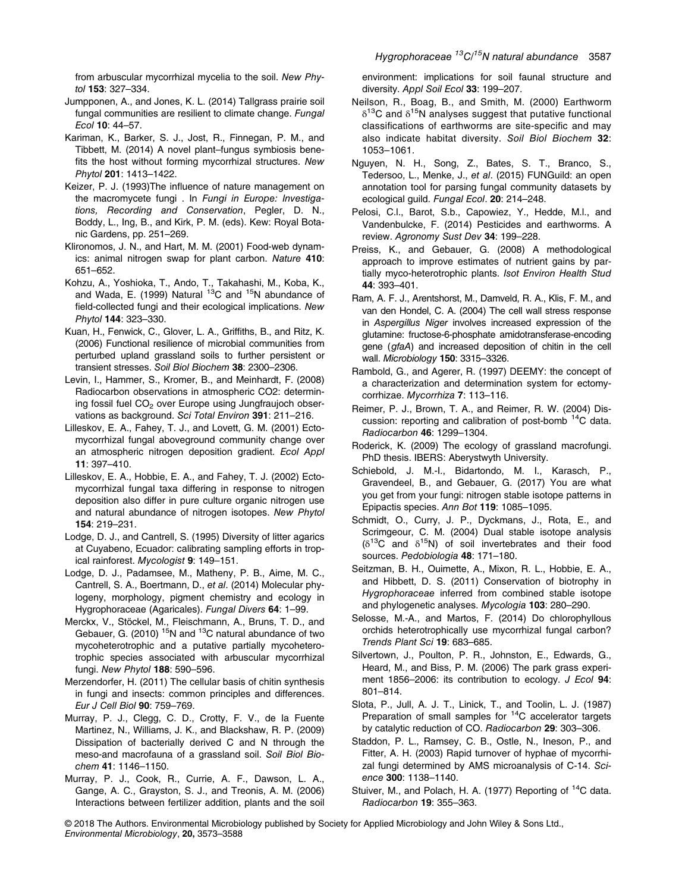from arbuscular mycorrhizal mycelia to the soil. *New Phytol* **153**: 327–334.

Jumpponen, A., and Jones, K. L. (2014) Tallgrass prairie soil fungal communities are resilient to climate change. *Fungal Ecol* **10**: 44–57.

Kariman, K., Barker, S. J., Jost, R., Finnegan, P. M., and Tibbett, M. (2014) A novel plant–fungus symbiosis benefits the host without forming mycorrhizal structures. *New Phytol* **201**: 1413–1422.

Keizer, P. J. (1993)The influence of nature management on the macromycete fungi . In *Fungi in Europe: Investigations, Recording and Conservation*, Pegler, D. N., Boddy, L., Ing, B., and Kirk, P. M. (eds). Kew: Royal Botanic Gardens, pp. 251–269.

Klironomos, J. N., and Hart, M. M. (2001) Food-web dynamics: animal nitrogen swap for plant carbon. *Nature* **410**: 651–652.

Kohzu, A., Yoshioka, T., Ando, T., Takahashi, M., Koba, K., and Wada, E. (1999) Natural $^{13}C$ and $^{15}N$ abundance of field-collected fungi and their ecological implications. *New Phytol* **144**: 323–330.

Kuan, H., Fenwick, C., Glover, L. A., Griffiths, B., and Ritz, K. (2006) Functional resilience of microbial communities from perturbed upland grassland soils to further persistent or transient stresses. *Soil Biol Biochem* **38**: 2300–2306.

Levin, I., Hammer, S., Kromer, B., and Meinhardt, F. (2008) Radiocarbon observations in atmospheric CO2: determining fossil fuel $CO_2$ over Europe using Jungfraujoch observations as background. *Sci Total Environ* **391**: 211–216.

Lilleskov, E. A., Fahey, T. J., and Lovett, G. M. (2001) Ectomycorrhizal fungal aboveground community change over an atmospheric nitrogen deposition gradient. *Ecol Appl* **11**: 397–410.

Lilleskov, E. A., Hobbie, E. A., and Fahey, T. J. (2002) Ectomycorrhizal fungal taxa differing in response to nitrogen deposition also differ in pure culture organic nitrogen use and natural abundance of nitrogen isotopes. *New Phytol* **154**: 219–231.

Lodge, D. J., and Cantrell, S. (1995) Diversity of litter agarics at Cuyabeno, Ecuador: calibrating sampling efforts in tropical rainforest. *Mycologist* **9**: 149–151.

Lodge, D. J., Padamsee, M., Matheny, P. B., Aime, M. C., Cantrell, S. A., Boertmann, D., *et al*. (2014) Molecular phylogeny, morphology, pigment chemistry and ecology in Hygrophoraceae (Agaricales). *Fungal Divers* **64**: 1–99.

Merckx, V., Stöckel, M., Fleischmann, A., Bruns, T. D., and Gebauer, G. (2010) $^{15}N$ and $^{13}C$ natural abundance of two mycoheterotrophic and a putative partially mycoheterotrophic species associated with arbuscular mycorrhizal fungi. *New Phytol* **188**: 590–596.

Merzendorfer, H. (2011) The cellular basis of chitin synthesis in fungi and insects: common principles and differences. *Eur J Cell Biol* **90**: 759–769.

Murray, P. J., Clegg, C. D., Crotty, F. V., de la Fuente Martinez, N., Williams, J. K., and Blackshaw, R. P. (2009) Dissipation of bacterially derived C and N through the meso-and macrofauna of a grassland soil. *Soil Biol Biochem* **41**: 1146–1150.

Murray, P. J., Cook, R., Currie, A. F., Dawson, L. A., Gange, A. C., Grayston, S. J., and Treonis, A. M. (2006) Interactions between fertilizer addition, plants and the soil environment: implications for soil faunal structure and diversity. *Appl Soil Ecol* **33**: 199–207.

Neilson, R., Boag, B., and Smith, M. (2000) Earthworm $\delta^{13}C$ and $\delta^{15}N$ analyses suggest that putative functional classifications of earthworms are site-specific and may also indicate habitat diversity. *Soil Biol Biochem* **32**: 1053–1061.

Nguyen, N. H., Song, Z., Bates, S. T., Branco, S., Tedersoo, L., Menke, J., *et al*. (2015) FUNGuild: an open annotation tool for parsing fungal community datasets by ecological guild. *Fungal Ecol*. **20**: 214–248.

Pelosi, C.l., Barot, S.b., Capowiez, Y., Hedde, M.l., and Vandenbulcke, F. (2014) Pesticides and earthworms. A review. *Agronomy Sust Dev* **34**: 199–228.

Preiss, K., and Gebauer, G. (2008) A methodological approach to improve estimates of nutrient gains by partially myco-heterotrophic plants. *Isot Environ Health Stud* **44**: 393–401.

Ram, A. F. J., Arentshorst, M., Damveld, R. A., Klis, F. M., and van den Hondel, C. A. (2004) The cell wall stress response in *Aspergillus Niger* involves increased expression of the glutamine: fructose-6-phosphate amidotransferase-encoding gene (*gfaA*) and increased deposition of chitin in the cell wall. *Microbiology* **150**: 3315–3326.

Rambold, G., and Agerer, R. (1997) DEEMY: the concept of a characterization and determination system for ectomycorrhizae. *Mycorrhiza* **7**: 113–116.

Reimer, P. J., Brown, T. A., and Reimer, R. W. (2004) Discussion: reporting and calibration of post-bomb $^{14}C$ data. *Radiocarbon* **46**: 1299–1304.

Roderick, K. (2009) The ecology of grassland macrofungi. PhD thesis. IBERS: Aberystwyth University.

Schiebold, J. M.-I., Bidartondo, M. I., Karasch, P., Gravendeel, B., and Gebauer, G. (2017) You are what you get from your fungi: nitrogen stable isotope patterns in Epipactis species. *Ann Bot* **119**: 1085–1095.

Schmidt, O., Curry, J. P., Dyckmans, J., Rota, E., and Scrimgeour, C. M. (2004) Dual stable isotope analysis ($\delta^{13}C$ and $\delta^{15}N$) of soil invertebrates and their food sources. *Pedobiologia* **48**: 171–180.

Seitzman, B. H., Ouimette, A., Mixon, R. L., Hobbie, E. A., and Hibbett, D. S. (2011) Conservation of biotrophy in *Hygrophoraceae* inferred from combined stable isotope and phylogenetic analyses. *Mycologia* **103**: 280–290.

Selosse, M.-A., and Martos, F. (2014) Do chlorophyllous orchids heterotrophically use mycorrhizal fungal carbon? *Trends Plant Sci* **19**: 683–685.

Silvertown, J., Poulton, P. R., Johnston, E., Edwards, G., Heard, M., and Biss, P. M. (2006) The park grass experiment 1856–2006: its contribution to ecology. *J Ecol* **94**: 801–814.

Slota, P., Jull, A. J. T., Linick, T., and Toolin, L. J. (1987) Preparation of small samples for $^{14}C$ accelerator targets by catalytic reduction of CO. *Radiocarbon* **29**: 303–306.

Staddon, P. L., Ramsey, C. B., Ostle, N., Ineson, P., and Fitter, A. H. (2003) Rapid turnover of hyphae of mycorrhizal fungi determined by AMS microanalysis of C-14. *Science* **300**: 1138–1140.

Stuiver, M., and Polach, H. A. (1977) Reporting of $^{14}C$ data. *Radiocarbon* **19**: 355–363.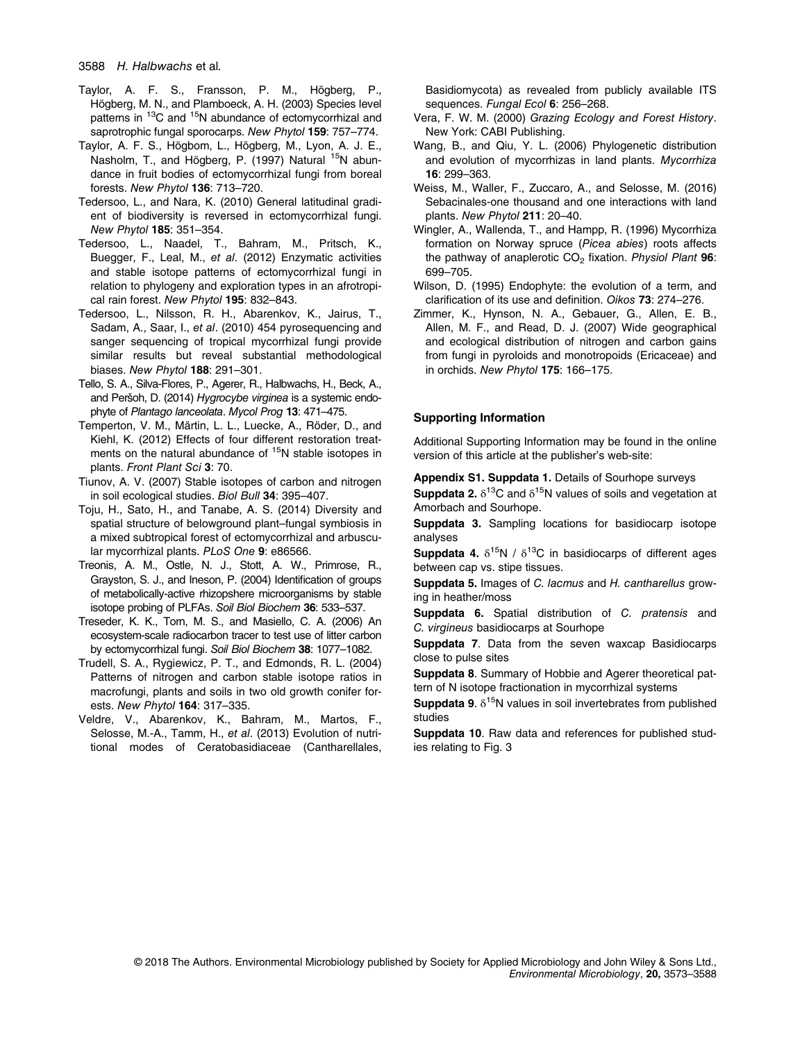Taylor, A. F. S., Fransson, P. M., Högberg, P., Högberg, M. N., and Plamboeck, A. H. (2003) Species level patterns in $^{13}C$ and $^{15}N$ abundance of ectomycorrhizal and saprotrophic fungal sporocarps. *New Phytol* **159**: 757–774.

Taylor, A. F. S., Högbom, L., Högberg, M., Lyon, A. J. E., Nasholm, T., and Högberg, P. (1997) Natural $^{15}N$ abundance in fruit bodies of ectomycorrhizal fungi from boreal forests. *New Phytol* **136**: 713–720.

Tedersoo, L., and Nara, K. (2010) General latitudinal gradient of biodiversity is reversed in ectomycorrhizal fungi. *New Phytol* **185**: 351–354.

Tedersoo, L., Naadel, T., Bahram, M., Pritsch, K., Buegger, F., Leal, M., *et al*. (2012) Enzymatic activities and stable isotope patterns of ectomycorrhizal fungi in relation to phylogeny and exploration types in an afrotropical rain forest. *New Phytol* **195**: 832–843.

Tedersoo, L., Nilsson, R. H., Abarenkov, K., Jairus, T., Sadam, A., Saar, I., *et al*. (2010) 454 pyrosequencing and sanger sequencing of tropical mycorrhizal fungi provide similar results but reveal substantial methodological biases. *New Phytol* **188**: 291–301.

Tello, S. A., Silva-Flores, P., Agerer, R., Halbwachs, H., Beck, A., and Peršoh, D. (2014) *Hygrocybe virginea* is a systemic endophyte of *Plantago lanceolata*. *Mycol Prog* **13**: 471–475.

Temperton, V. M., Märtin, L. L., Luecke, A., Röder, D., and Kiehl, K. (2012) Effects of four different restoration treatments on the natural abundance of $^{15}N$ stable isotopes in plants. *Front Plant Sci* **3**: 70.

Tiunov, A. V. (2007) Stable isotopes of carbon and nitrogen in soil ecological studies. *Biol Bull* **34**: 395–407.

Toju, H., Sato, H., and Tanabe, A. S. (2014) Diversity and spatial structure of belowground plant–fungal symbiosis in a mixed subtropical forest of ectomycorrhizal and arbuscular mycorrhizal plants. *PLoS One* **9**: e86566.

Treonis, A. M., Ostle, N. J., Stott, A. W., Primrose, R., Grayston, S. J., and Ineson, P. (2004) Identification of groups of metabolically-active rhizosphere microorganisms by stable isotope probing of PLFAs. *Soil Biol Biochem* **36**: 533–537.

Treseder, K. K., Torn, M. S., and Masiello, C. A. (2006) An ecosystem-scale radiocarbon tracer to test use of litter carbon by ectomycorrhizal fungi. *Soil Biol Biochem* **38**: 1077–1082.

Trudell, S. A., Rygiewicz, P. T., and Edmonds, R. L. (2004) Patterns of nitrogen and carbon stable isotope ratios in macrofungi, plants and soils in two old growth conifer forests. *New Phytol* **164**: 317–335.

Veldre, V., Abarenkov, K., Bahram, M., Martos, F., Selosse, M.-A., Tamm, H., *et al*. (2013) Evolution of nutritional modes of Ceratobasidiaceae (Cantharellales, Basidiomycota) as revealed from publicly available ITS sequences. *Fungal Ecol* **6**: 256–268.

Vera, F. W. M. (2000) *Grazing Ecology and Forest History*. New York: CABI Publishing.

Wang, B., and Qiu, Y. L. (2006) Phylogenetic distribution and evolution of mycorrhizas in land plants. *Mycorrhiza* **16**: 299–363.

Weiss, M., Waller, F., Zuccaro, A., and Selosse, M. (2016) Sebacinales-one thousand and one interactions with land plants. *New Phytol* **211**: 20–40.

Wingler, A., Wallenda, T., and Hampp, R. (1996) Mycorrhiza formation on Norway spruce (*Picea abies*) roots affects the pathway of anaplerotic $CO_2$ fixation. *Physiol Plant* **96**: 699–705.

Wilson, D. (1995) Endophyte: the evolution of a term, and clarification of its use and definition. *Oikos* **73**: 274–276.

Zimmer, K., Hynson, N. A., Gebauer, G., Allen, E. B., Allen, M. F., and Read, D. J. (2007) Wide geographical and ecological distribution of nitrogen and carbon gains from fungi in pyroloids and monotropoids (Ericaceae) and in orchids. *New Phytol* **175**: 166–175.

## Supporting Information

Additional Supporting Information may be found in the online version of this article at the publisher's web-site:

**Appendix S1. Suppdata 1.** Details of Sourhope surveys

**Suppdata 2.** $\delta^{13}C$ and $\delta^{15}N$ values of soils and vegetation at Amorbach and Sourhope.

**Suppdata 3.** Sampling locations for basidiocarp isotope analyses

**Suppdata 4.** $\delta^{15}N$ / $\delta^{13}C$ in basidiocarps of different ages between cap vs. stipe tissues.

**Suppdata 5.** Images of *C. lacmus* and *H. cantharellus* growing in heather/moss

**Suppdata 6.** Spatial distribution of *C. pratensis* and *C. virgineus* basidiocarps at Sourhope

**Suppdata 7**. Data from the seven waxcap Basidiocarps close to pulse sites

**Suppdata 8**. Summary of Hobbie and Agerer theoretical pattern of N isotope fractionation in mycorrhizal systems

**Suppdata 9**. $\delta^{15}N$ values in soil invertebrates from published studies

**Suppdata 10**. Raw data and references for published studies relating to Fig. 3